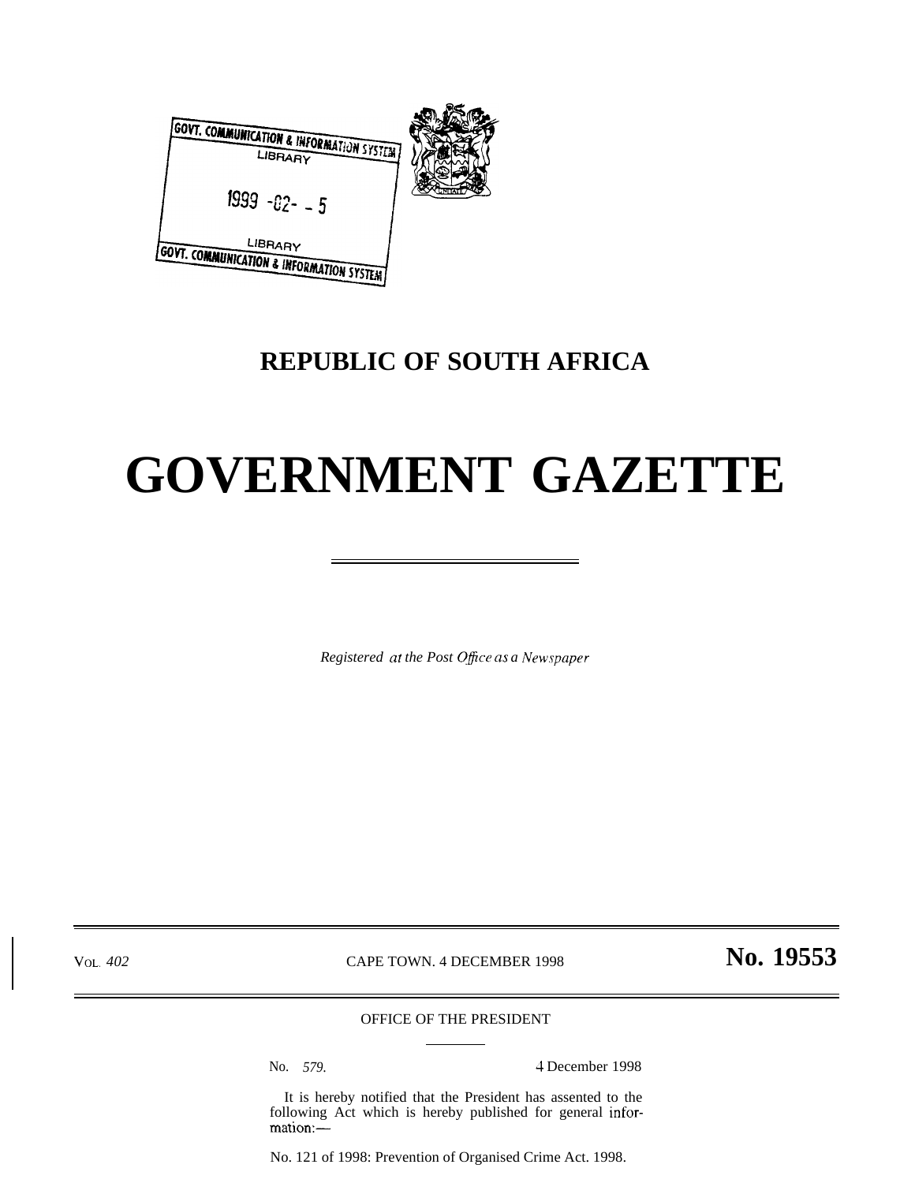GOVT. COMMUNICATION & INFORMATION SYSTEM
LIBRARY

1999 -02- - 5

LIBRARY
GOVT. COMMUNICATION & INFORMATION SYSTEM

# REPUBLIC OF SOUTH AFRICA

# GOVERNMENT GAZETTE

*Registered at the Post Office as a Newspaper*

VOL. 402 CAPE TOWN. 4 DECEMBER 1998 **No. 19553**

OFFICE OF THE PRESIDENT

No. 579. 4 December 1998

It is hereby notified that the President has assented to the following Act which is hereby published for general information:—

No. 121 of 1998: Prevention of Organised Crime Act. 1998.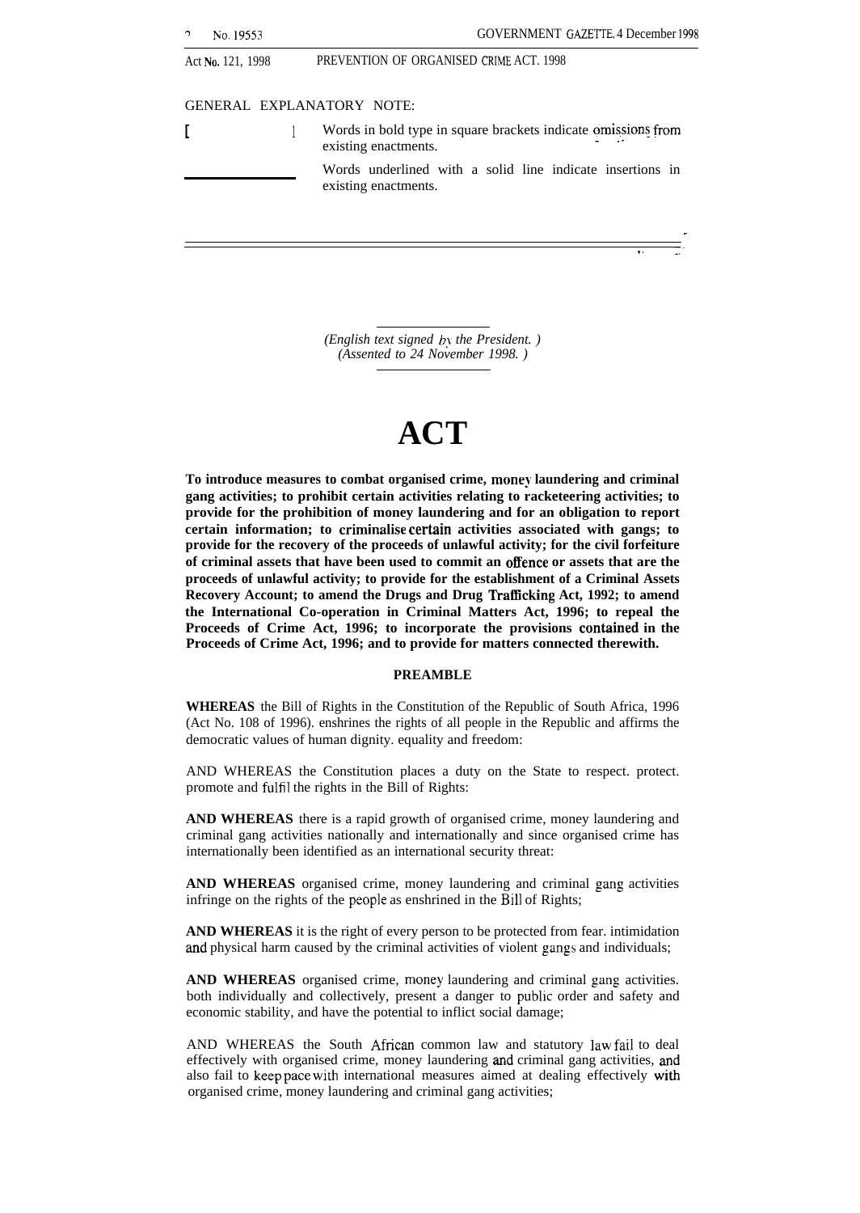Act No. 121, 1998 PREVENTION OF ORGANISED CRIME ACT. 1998

GENERAL EXPLANATORY NOTE:

| | |
|---|---|
| [ ] | Words in bold type in square brackets indicate omissions from existing enactments. |
| ______ | Words underlined with a solid line indicate insertions in existing enactments. |

*(English text signed by the President.)*
*(Assented to 24 November 1998.)*

# ACT

**To introduce measures to combat organised crime, money laundering and criminal gang activities; to prohibit certain activities relating to racketeering activities; to provide for the prohibition of money laundering and for an obligation to report certain information; to criminalise certain activities associated with gangs; to provide for the recovery of the proceeds of unlawful activity; for the civil forfeiture of criminal assets that have been used to commit an offence or assets that are the proceeds of unlawful activity; to provide for the establishment of a Criminal Assets Recovery Account; to amend the Drugs and Drug Trafficking Act, 1992; to amend the International Co-operation in Criminal Matters Act, 1996; to repeal the Proceeds of Crime Act, 1996; to incorporate the provisions contained in the Proceeds of Crime Act, 1996; and to provide for matters connected therewith.**

## PREAMBLE

**WHEREAS** the Bill of Rights in the Constitution of the Republic of South Africa, 1996 (Act No. 108 of 1996). enshrines the rights of all people in the Republic and affirms the democratic values of human dignity. equality and freedom:

AND WHEREAS the Constitution places a duty on the State to respect. protect. promote and fulfil the rights in the Bill of Rights:

**AND WHEREAS** there is a rapid growth of organised crime, money laundering and criminal gang activities nationally and internationally and since organised crime has internationally been identified as an international security threat:

**AND WHEREAS** organised crime, money laundering and criminal gang activities infringe on the rights of the people as enshrined in the Bill of Rights;

**AND WHEREAS** it is the right of every person to be protected from fear. intimidation and physical harm caused by the criminal activities of violent gangs and individuals;

**AND WHEREAS** organised crime, money laundering and criminal gang activities. both individually and collectively, present a danger to public order and safety and economic stability, and have the potential to inflict social damage;

AND WHEREAS the South African common law and statutory law fail to deal effectively with organised crime, money laundering and criminal gang activities, and also fail to keep pace with international measures aimed at dealing effectively with organised crime, money laundering and criminal gang activities;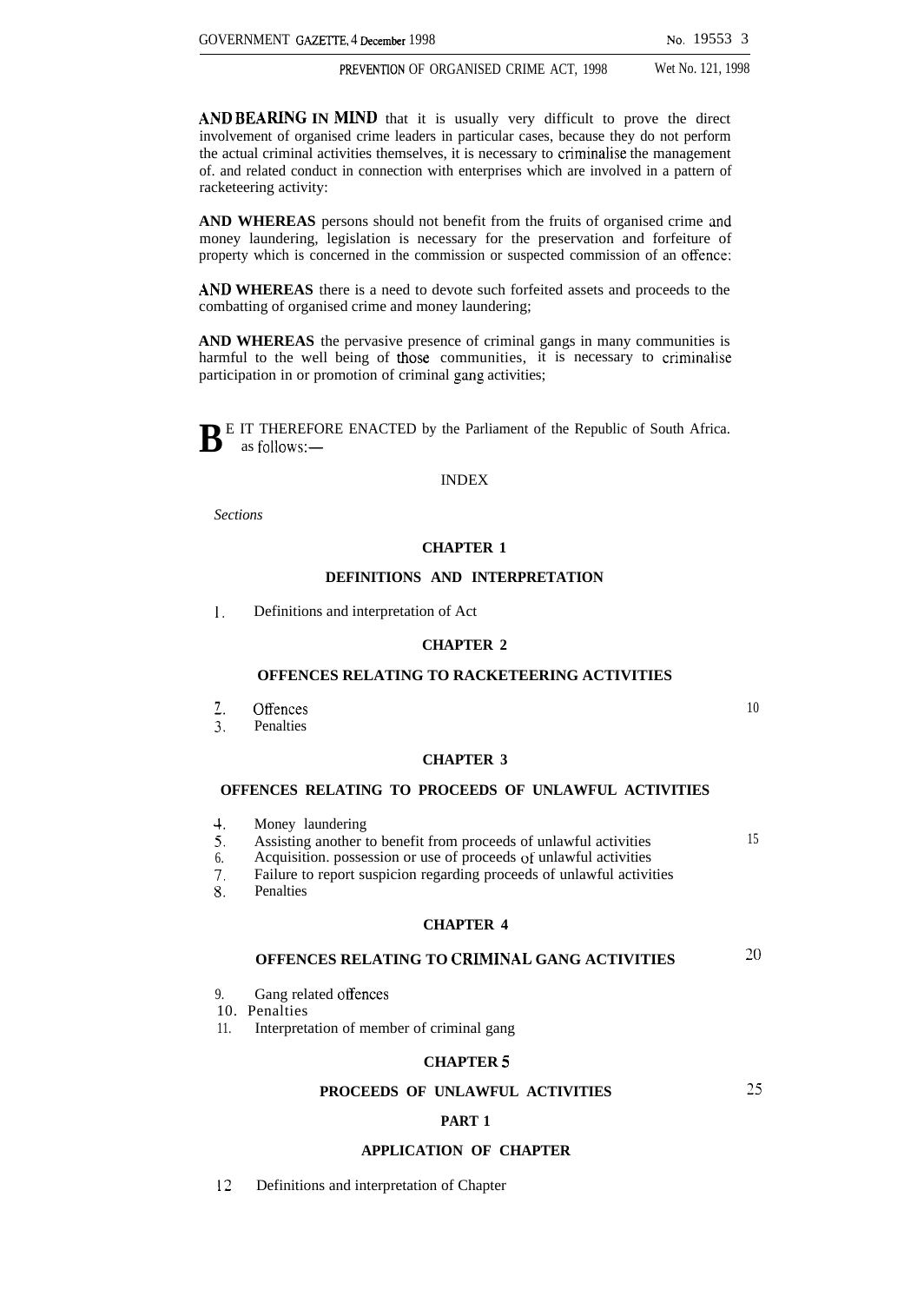**AND BEARING IN MIND** that it is usually very difficult to prove the direct involvement of organised crime leaders in particular cases, because they do not perform the actual criminal activities themselves, it is necessary to criminalise the management of. and related conduct in connection with enterprises which are involved in a pattern of racketeering activity:

**AND WHEREAS** persons should not benefit from the fruits of organised crime and money laundering, legislation is necessary for the preservation and forfeiture of property which is concerned in the commission or suspected commission of an offence:

**AND WHEREAS** there is a need to devote such forfeited assets and proceeds to the combatting of organised crime and money laundering;

**AND WHEREAS** the pervasive presence of criminal gangs in many communities is harmful to the well being of those communities, it is necessary to criminalise participation in or promotion of criminal gang activities;

**B**E IT THEREFORE ENACTED by the Parliament of the Republic of South Africa. as follows:—

INDEX

*Sections*

**CHAPTER 1**

**DEFINITIONS AND INTERPRETATION**

1. Definitions and interpretation of Act

**CHAPTER 2**

**OFFENCES RELATING TO RACKETEERING ACTIVITIES**

2. Offences
3. Penalties

**CHAPTER 3**

**OFFENCES RELATING TO PROCEEDS OF UNLAWFUL ACTIVITIES**

4. Money laundering
5. Assisting another to benefit from proceeds of unlawful activities
6. Acquisition. possession or use of proceeds of unlawful activities
7. Failure to report suspicion regarding proceeds of unlawful activities
8. Penalties

**CHAPTER 4**

**OFFENCES RELATING TO CRIMINAL GANG ACTIVITIES**

9. Gang related offences
10. Penalties
11. Interpretation of member of criminal gang

**CHAPTER 5**

**PROCEEDS OF UNLAWFUL ACTIVITIES**

**PART 1**

**APPLICATION OF CHAPTER**

12 Definitions and interpretation of Chapter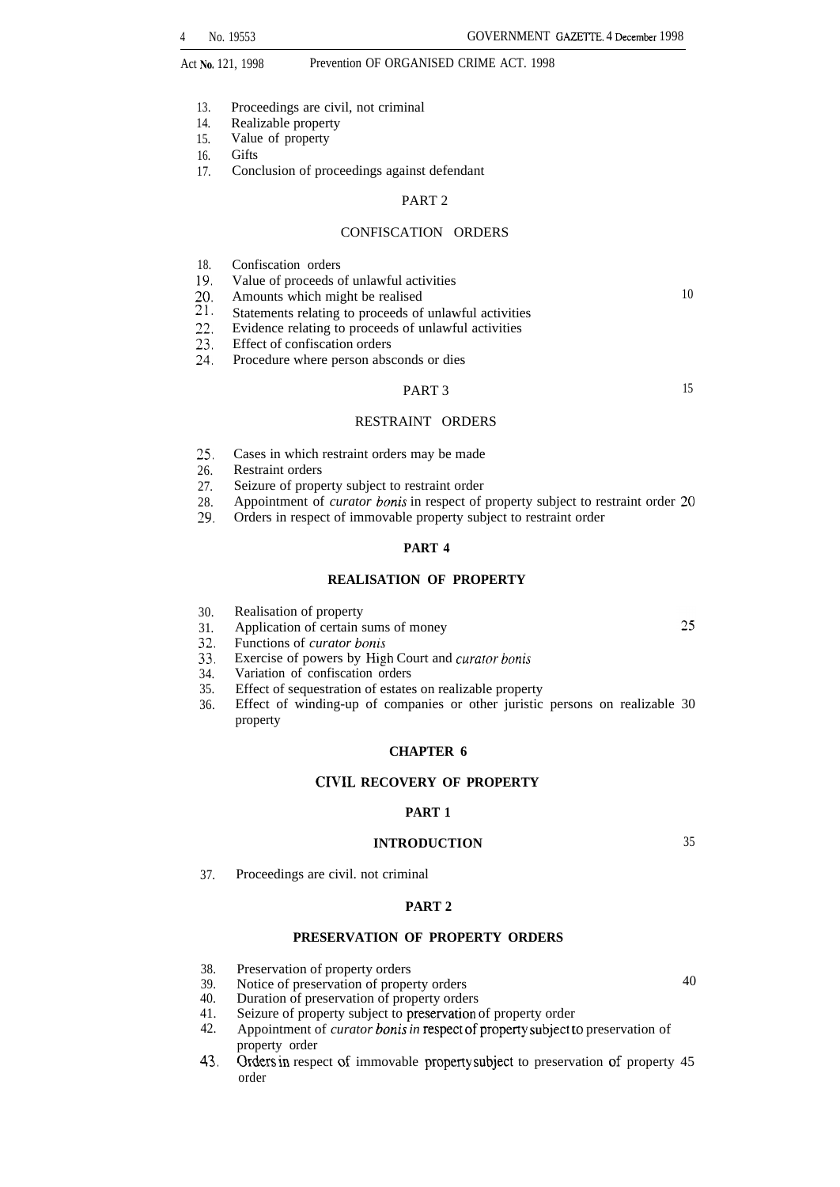13. Proceedings are civil, not criminal
14. Realizable property
15. Value of property
16. Gifts
17. Conclusion of proceedings against defendant

## PART 2

## CONFISCATION ORDERS

18. Confiscation orders
19. Value of proceeds of unlawful activities
20. Amounts which might be realised
21. Statements relating to proceeds of unlawful activities
22. Evidence relating to proceeds of unlawful activities
23. Effect of confiscation orders
24. Procedure where person absconds or dies

## PART 3

## RESTRAINT ORDERS

25. Cases in which restraint orders may be made
26. Restraint orders
27. Seizure of property subject to restraint order
28. Appointment of *curator bonis* in respect of property subject to restraint order
29. Orders in respect of immovable property subject to restraint order

## **PART 4**

## **REALISATION OF PROPERTY**

30. Realisation of property
31. Application of certain sums of money
32. Functions of *curator bonis*
33. Exercise of powers by High Court and *curator bonis*
34. Variation of confiscation orders
35. Effect of sequestration of estates on realizable property
36. Effect of winding-up of companies or other juristic persons on realizable property

## **CHAPTER 6**

## **CIVIL RECOVERY OF PROPERTY**

## **PART 1**

## **INTRODUCTION**

37. Proceedings are civil. not criminal

## **PART 2**

## **PRESERVATION OF PROPERTY ORDERS**

38. Preservation of property orders
39. Notice of preservation of property orders
40. Duration of preservation of property orders
41. Seizure of property subject to preservation of property order
42. Appointment of *curator bonis* in respect of property subject to preservation of property order
43. Orders in respect of immovable property subject to preservation of property order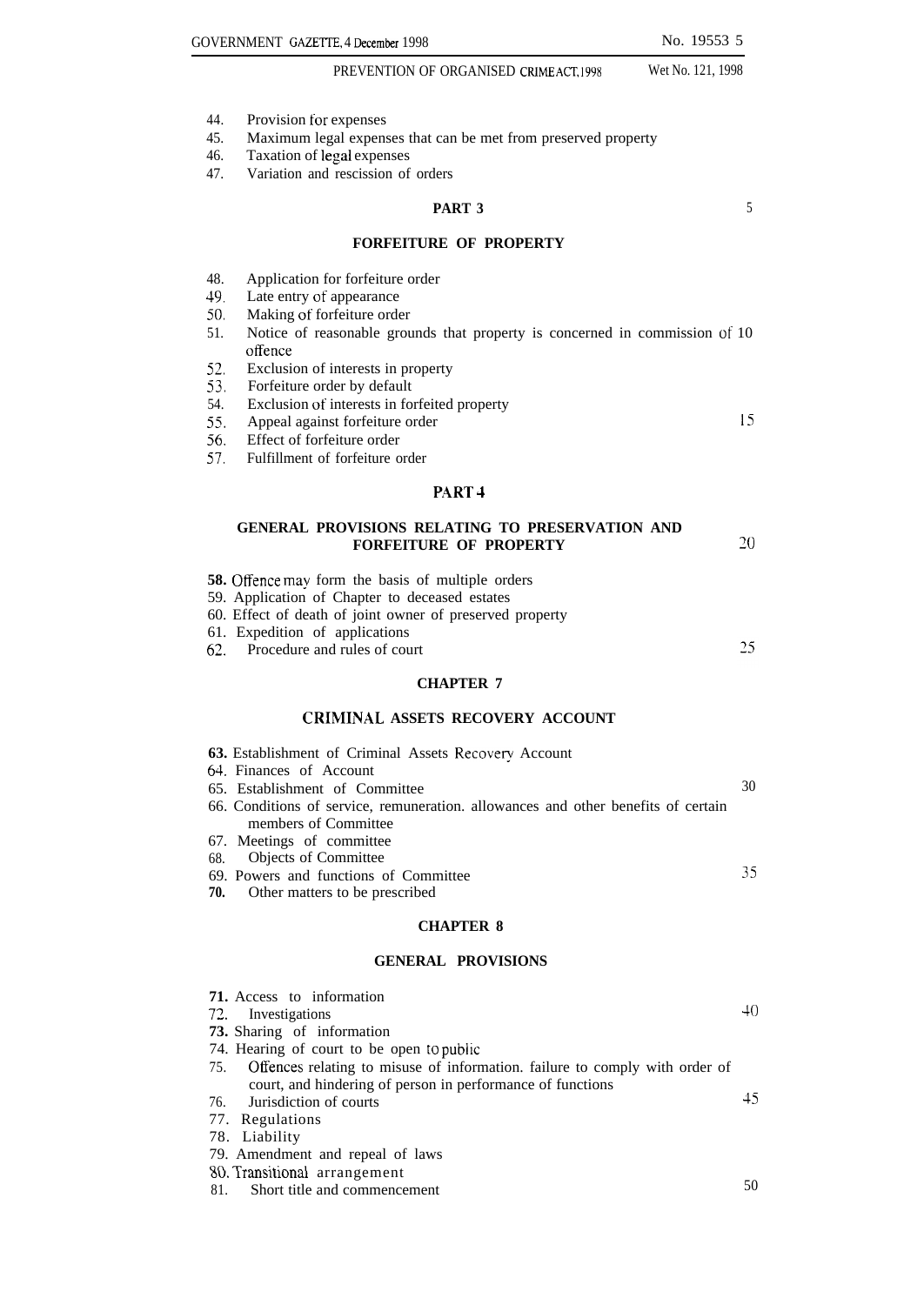44. Provision for expenses
45. Maximum legal expenses that can be met from preserved property
46. Taxation of legal expenses
47. Variation and rescission of orders

## PART 3

## FORFEITURE OF PROPERTY

48. Application for forfeiture order
49. Late entry of appearance
50. Making of forfeiture order
51. Notice of reasonable grounds that property is concerned in commission of offence
52. Exclusion of interests in property
53. Forfeiture order by default
54. Exclusion of interests in forfeited property
55. Appeal against forfeiture order
56. Effect of forfeiture order
57. Fulfillment of forfeiture order

## PART 4

## GENERAL PROVISIONS RELATING TO PRESERVATION AND FORFEITURE OF PROPERTY

58. Offence may form the basis of multiple orders
59. Application of Chapter to deceased estates
60. Effect of death of joint owner of preserved property
61. Expedition of applications
62. Procedure and rules of court

## CHAPTER 7

## CRIMINAL ASSETS RECOVERY ACCOUNT

63. Establishment of Criminal Assets Recovery Account
64. Finances of Account
65. Establishment of Committee
66. Conditions of service, remuneration. allowances and other benefits of certain members of Committee
67. Meetings of committee
68. Objects of Committee
69. Powers and functions of Committee
70. Other matters to be prescribed

## CHAPTER 8

## GENERAL PROVISIONS

71. Access to information
72. Investigations
73. Sharing of information
74. Hearing of court to be open to public
75. Offences relating to misuse of information. failure to comply with order of court, and hindering of person in performance of functions
76. Jurisdiction of courts
77. Regulations
78. Liability
79. Amendment and repeal of laws
80. Transitional arrangement
81. Short title and commencement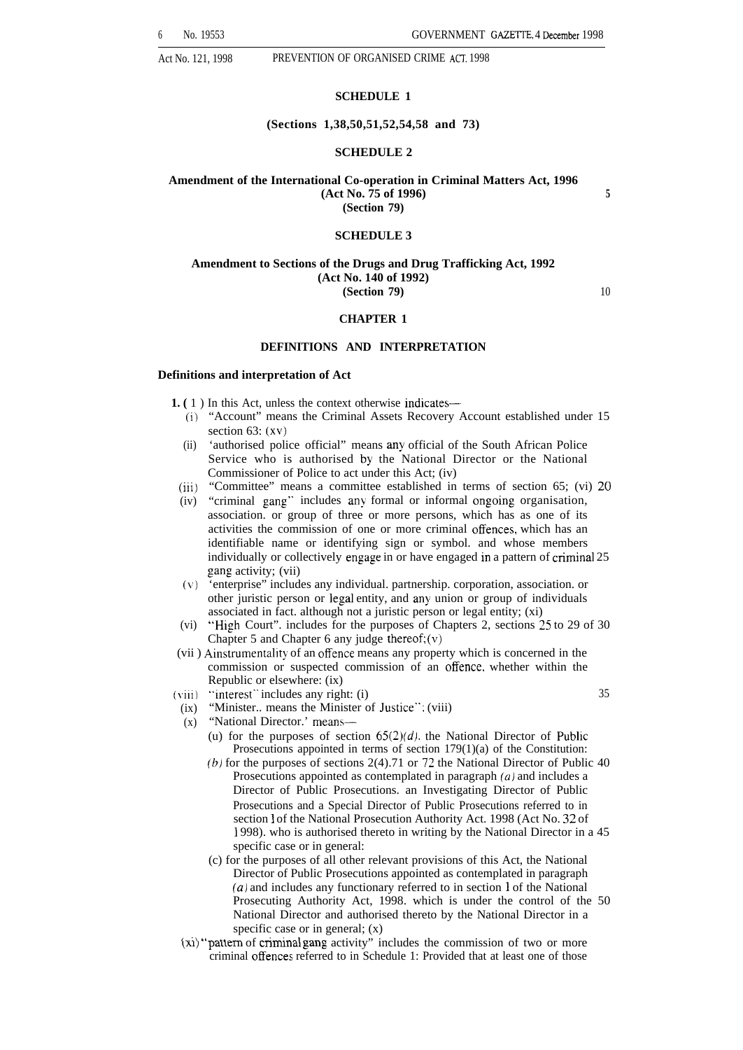## SCHEDULE 1

**(Sections 1,38,50,51,52,54,58 and 73)**

## SCHEDULE 2

**Amendment of the International Co-operation in Criminal Matters Act, 1996 (Act No. 75 of 1996) (Section 79)**

## SCHEDULE 3

**Amendment to Sections of the Drugs and Drug Trafficking Act, 1992 (Act No. 140 of 1992) (Section 79)**

## CHAPTER 1

## DEFINITIONS AND INTERPRETATION

### Definitions and interpretation of Act

**1.** (1) In this Act, unless the context otherwise indicates—

(i) "Account" means the Criminal Assets Recovery Account established under section 63; (xv)

(ii) 'authorised police official" means any official of the South African Police Service who is authorised by the National Director or the National Commissioner of Police to act under this Act; (iv)

(iii) "Committee" means a committee established in terms of section 65; (vi)

(iv) "criminal gang" includes any formal or informal ongoing organisation, association. or group of three or more persons, which has as one of its activities the commission of one or more criminal offences, which has an identifiable name or identifying sign or symbol. and whose members individually or collectively engage in or have engaged in a pattern of criminal gang activity; (vii)

(v) 'enterprise" includes any individual. partnership. corporation, association. or other juristic person or legal entity, and any union or group of individuals associated in fact. although not a juristic person or legal entity; (xi)

(vi) "High Court". includes for the purposes of Chapters 2, sections 25 to 29 of Chapter 5 and Chapter 6 any judge thereof; (v)

(vii) Ainstrumentality of an offence means any property which is concerned in the commission or suspected commission of an offence, whether within the Republic or elsewhere: (ix)

(viii) "interest" includes any right: (i)

(ix) "Minister.. means the Minister of Justice"; (viii)

(x) "National Director.' means—

(u) for the purposes of section 65(2)*(d)*. the National Director of Public Prosecutions appointed in terms of section 179(1)(a) of the Constitution:

*(b)* for the purposes of sections 2(4).71 or 72 the National Director of Public Prosecutions appointed as contemplated in paragraph *(a)* and includes a Director of Public Prosecutions. an Investigating Director of Public Prosecutions and a Special Director of Public Prosecutions referred to in section 1 of the National Prosecution Authority Act. 1998 (Act No. 32 of 1998). who is authorised thereto in writing by the National Director in a specific case or in general:

(c) for the purposes of all other relevant provisions of this Act, the National Director of Public Prosecutions appointed as contemplated in paragraph *(a)* and includes any functionary referred to in section 1 of the National Prosecuting Authority Act, 1998. which is under the control of the National Director and authorised thereto by the National Director in a specific case or in general; (x)

(xi) "pattern of criminal gang activity" includes the commission of two or more criminal offences referred to in Schedule 1: Provided that at least one of those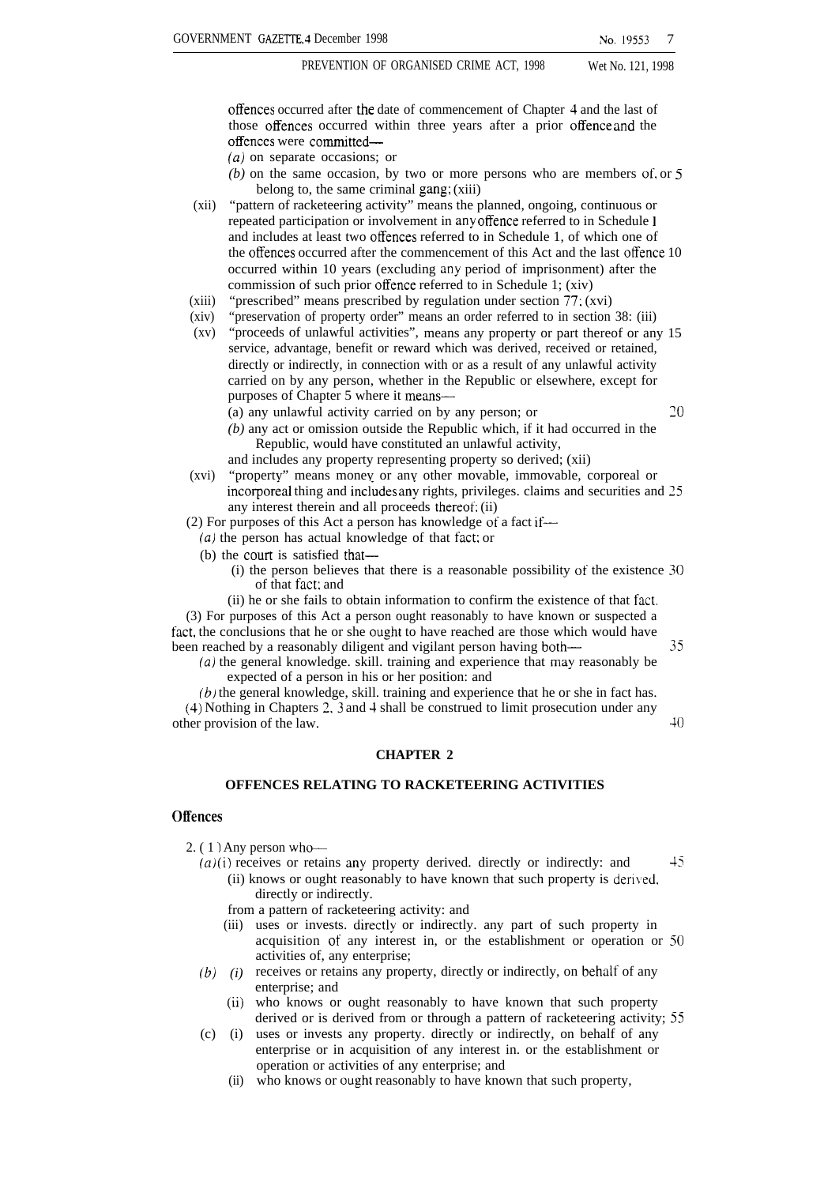offences occurred after the date of commencement of Chapter 4 and the last of those offences occurred within three years after a prior offence and the offences were committed—

*(a)* on separate occasions; or

*(b)* on the same occasion, by two or more persons who are members of, or belong to, the same criminal gang; (xiii)

(xii) "pattern of racketeering activity" means the planned, ongoing, continuous or repeated participation or involvement in any offence referred to in Schedule 1 and includes at least two offences referred to in Schedule 1, of which one of the offences occurred after the commencement of this Act and the last offence occurred within 10 years (excluding any period of imprisonment) after the commission of such prior offence referred to in Schedule 1; (xiv)

(xiii) "prescribed" means prescribed by regulation under section 77; (xvi)

(xiv) "preservation of property order" means an order referred to in section 38; (iii)

(xv) "proceeds of unlawful activities", means any property or part thereof or any service, advantage, benefit or reward which was derived, received or retained, directly or indirectly, in connection with or as a result of any unlawful activity carried on by any person, whether in the Republic or elsewhere, except for purposes of Chapter 5 where it means—

(a) any unlawful activity carried on by any person; or

*(b)* any act or omission outside the Republic which, if it had occurred in the Republic, would have constituted an unlawful activity,

and includes any property representing property so derived; (xii)

(xvi) "property" means money or any other movable, immovable, corporeal or incorporeal thing and includes any rights, privileges, claims and securities and any interest therein and all proceeds thereof; (ii)

(2) For purposes of this Act a person has knowledge of a fact if—

*(a)* the person has actual knowledge of that fact; or

(b) the court is satisfied that—

(i) the person believes that there is a reasonable possibility of the existence of that fact; and

(ii) he or she fails to obtain information to confirm the existence of that fact.

(3) For purposes of this Act a person ought reasonably to have known or suspected a fact, the conclusions that he or she ought to have reached are those which would have been reached by a reasonably diligent and vigilant person having both—

*(a)* the general knowledge, skill, training and experience that may reasonably be expected of a person in his or her position; and

*(b)* the general knowledge, skill, training and experience that he or she in fact has.

(4) Nothing in Chapters 2, 3 and 4 shall be construed to limit prosecution under any other provision of the law.

## CHAPTER 2

## OFFENCES RELATING TO RACKETEERING ACTIVITIES

### Offences

2. (1) Any person who—

*(a)*(i) receives or retains any property derived, directly or indirectly; and

(ii) knows or ought reasonably to have known that such property is derived, directly or indirectly,

from a pattern of racketeering activity; and

(iii) uses or invests, directly or indirectly, any part of such property in acquisition of any interest in, or the establishment or operation or activities of, any enterprise;

*(b)* *(i)* receives or retains any property, directly or indirectly, on behalf of any enterprise; and

(ii) who knows or ought reasonably to have known that such property derived or is derived from or through a pattern of racketeering activity;

(c) (i) uses or invests any property, directly or indirectly, on behalf of any enterprise or in acquisition of any interest in, or the establishment or operation or activities of any enterprise; and

(ii) who knows or ought reasonably to have known that such property,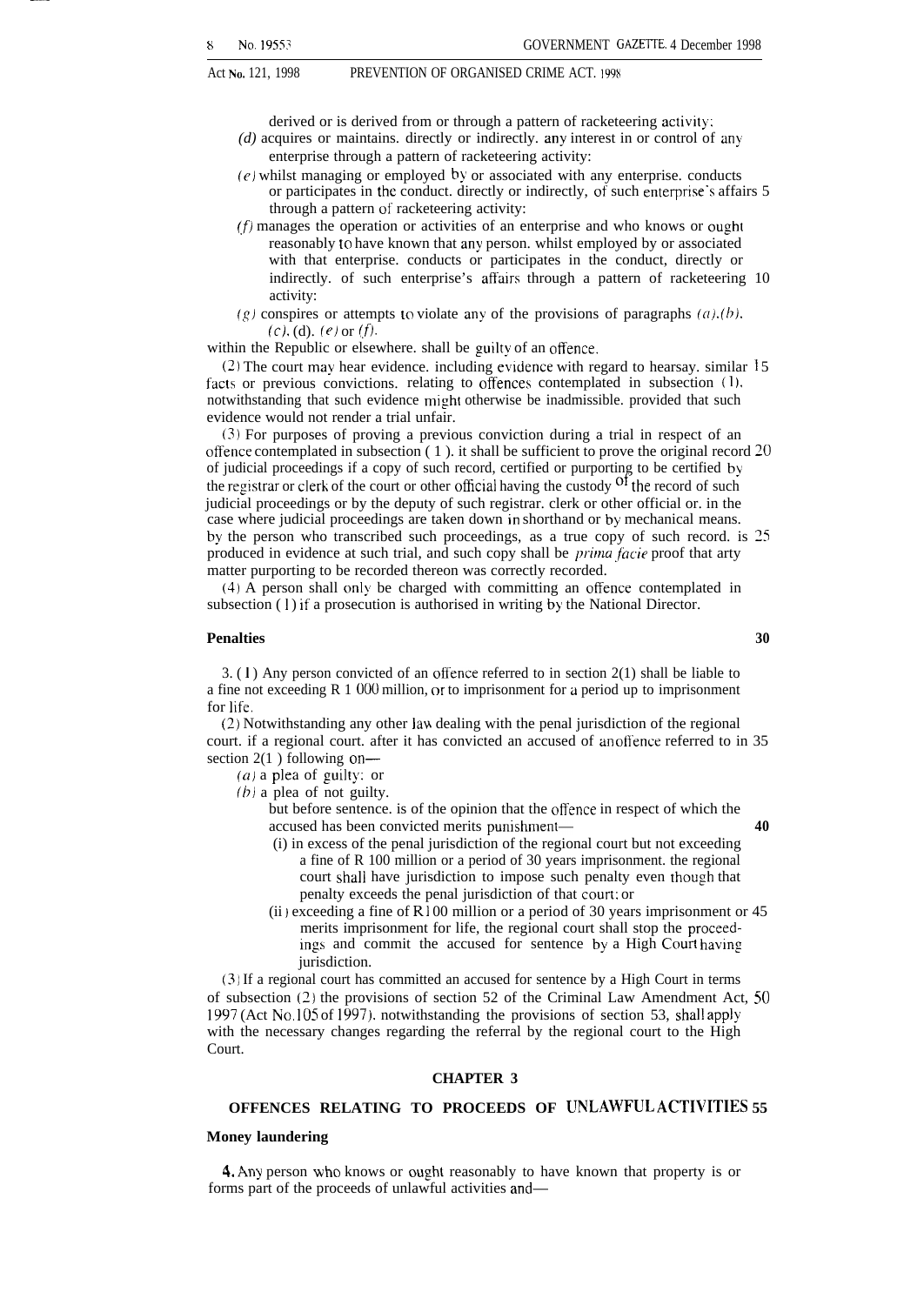derived or is derived from or through a pattern of racketeering activity;

*(d)* acquires or maintains. directly or indirectly. any interest in or control of any enterprise through a pattern of racketeering activity:

*(e)* whilst managing or employed by or associated with any enterprise. conducts or participates in the conduct. directly or indirectly, of such enterprise's affairs through a pattern of racketeering activity:

*(f)* manages the operation or activities of an enterprise and who knows or ought reasonably to have known that any person. whilst employed by or associated with that enterprise. conducts or participates in the conduct, directly or indirectly. of such enterprise's affairs through a pattern of racketeering activity:

*(g)* conspires or attempts to violate any of the provisions of paragraphs *(a)*.*(b)*. *(c)*. (d). *(e)* or *(f)*.

within the Republic or elsewhere. shall be guilty of an offence.

(2) The court may hear evidence. including evidence with regard to hearsay. similar facts or previous convictions. relating to offences contemplated in subsection (1). notwithstanding that such evidence might otherwise be inadmissible. provided that such evidence would not render a trial unfair.

(3) For purposes of proving a previous conviction during a trial in respect of an offence contemplated in subsection ( 1 ). it shall be sufficient to prove the original record of judicial proceedings if a copy of such record, certified or purporting to be certified by the registrar or clerk of the court or other official having the custody of the record of such judicial proceedings or by the deputy of such registrar. clerk or other official or. in the case where judicial proceedings are taken down in shorthand or by mechanical means. by the person who transcribed such proceedings, as a true copy of such record. is produced in evidence at such trial, and such copy shall be *prima facie* proof that arty matter purporting to be recorded thereon was correctly recorded.

(4) A person shall only be charged with committing an offence contemplated in subsection (1) if a prosecution is authorised in writing by the National Director.

**Penalties**

3. (1) Any person convicted of an offence referred to in section 2(1) shall be liable to a fine not exceeding R 1 000 million, or to imprisonment for a period up to imprisonment for life.

(2) Notwithstanding any other law dealing with the penal jurisdiction of the regional court. if a regional court. after it has convicted an accused of an offence referred to in section 2(1 ) following on—

*(a)* a plea of guilty: or

*(b)* a plea of not guilty.

but before sentence. is of the opinion that the offence in respect of which the accused has been convicted merits punishment—

(i) in excess of the penal jurisdiction of the regional court but not exceeding a fine of R 100 million or a period of 30 years imprisonment. the regional court shall have jurisdiction to impose such penalty even though that penalty exceeds the penal jurisdiction of that court; or

(ii) exceeding a fine of R100 million or a period of 30 years imprisonment or merits imprisonment for life, the regional court shall stop the proceedings and commit the accused for sentence by a High Court having jurisdiction.

(3) If a regional court has committed an accused for sentence by a High Court in terms of subsection (2) the provisions of section 52 of the Criminal Law Amendment Act, 1997 (Act No.105 of 1997). notwithstanding the provisions of section 53, shall apply with the necessary changes regarding the referral by the regional court to the High Court.

## CHAPTER 3

## OFFENCES RELATING TO PROCEEDS OF UNLAWFUL ACTIVITIES

**Money laundering**

**4.** Any person who knows or ought reasonably to have known that property is or forms part of the proceeds of unlawful activities and—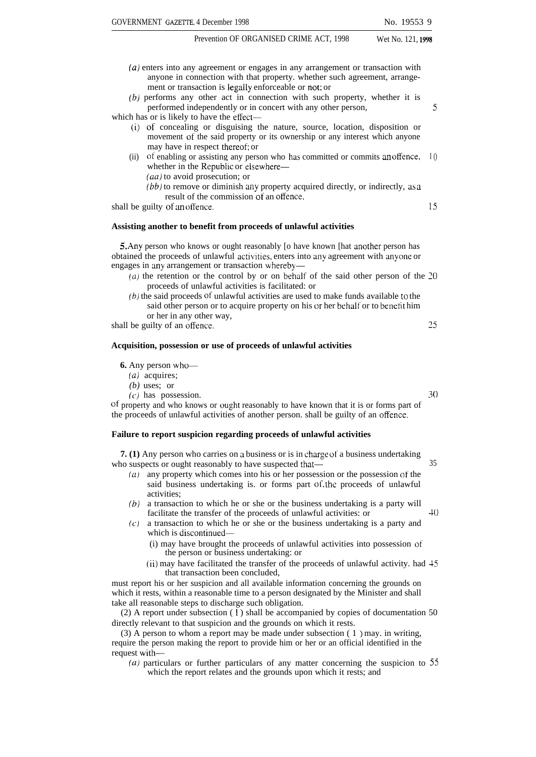(*a*) enters into any agreement or engages in any arrangement or transaction with anyone in connection with that property. whether such agreement, arrangement or transaction is legally enforceable or not; or

(*b*) performs any other act in connection with such property, whether it is performed independently or in concert with any other person,

which has or is likely to have the effect—

(i) of concealing or disguising the nature, source, location, disposition or movement of the said property or its ownership or any interest which anyone may have in respect thereof; or

(ii) of enabling or assisting any person who has committed or commits an offence, whether in the Republic or elsewhere—

(*aa*) to avoid prosecution; or

(*bb*) to remove or diminish any property acquired directly, or indirectly, as a result of the commission of an offence,

shall be guilty of an offence.

**Assisting another to benefit from proceeds of unlawful activities**

**5.** Any person who knows or ought reasonably [o have known [hat another person has obtained the proceeds of unlawful activities, enters into any agreement with anyone or engages in any arrangement or transaction whereby—

(*a*) the retention or the control by or on behalf of the said other person of the proceeds of unlawful activities is facilitated: or

(*b*) the said proceeds of unlawful activities are used to make funds available to the said other person or to acquire property on his or her behalf or to benefit him or her in any other way,

shall be guilty of an offence.

**Acquisition, possession or use of proceeds of unlawful activities**

**6.** Any person who—

(*a*) acquires;

(*b*) uses; or

(*c*) has possession.

of property and who knows or ought reasonably to have known that it is or forms part of the proceeds of unlawful activities of another person. shall be guilty of an offence.

**Failure to report suspicion regarding proceeds of unlawful activities**

**7. (1)** Any person who carries on a business or is in charge of a business undertaking who suspects or ought reasonably to have suspected that—

(*a*) any property which comes into his or her possession or the possession of the said business undertaking is. or forms part of the proceeds of unlawful activities;

(*b*) a transaction to which he or she or the business undertaking is a party will facilitate the transfer of the proceeds of unlawful activities: or

(*c*) a transaction to which he or she or the business undertaking is a party and which is discontinued—

(i) may have brought the proceeds of unlawful activities into possession of the person or business undertaking: or

(ii) may have facilitated the transfer of the proceeds of unlawful activity. had that transaction been concluded,

must report his or her suspicion and all available information concerning the grounds on which it rests, within a reasonable time to a person designated by the Minister and shall take all reasonable steps to discharge such obligation.

(2) A report under subsection (1) shall be accompanied by copies of documentation directly relevant to that suspicion and the grounds on which it rests.

(3) A person to whom a report may be made under subsection (1) may. in writing, require the person making the report to provide him or her or an official identified in the request with—

(*a*) particulars or further particulars of any matter concerning the suspicion to which the report relates and the grounds upon which it rests; and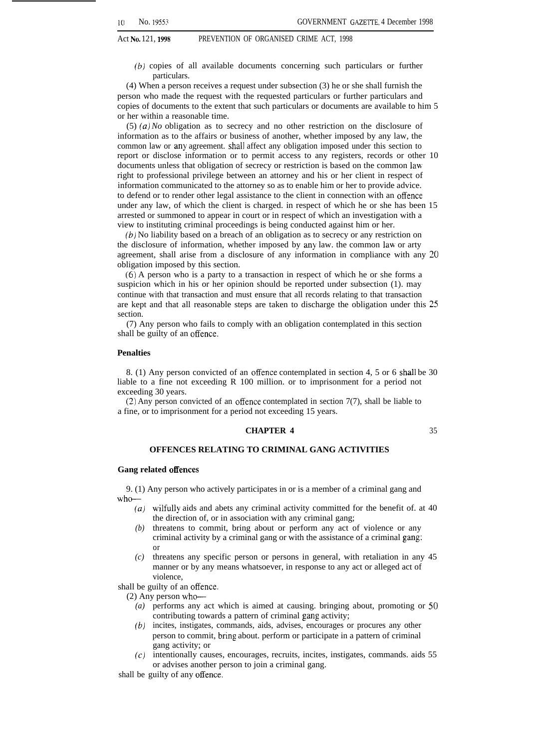(b) copies of all available documents concerning such particulars or further particulars.

(4) When a person receives a request under subsection (3) he or she shall furnish the person who made the request with the requested particulars or further particulars and copies of documents to the extent that such particulars or documents are available to him or her within a reasonable time.

(5) *(a)* No obligation as to secrecy and no other restriction on the disclosure of information as to the affairs or business of another, whether imposed by any law, the common law or any agreement. shall affect any obligation imposed under this section to report or disclose information or to permit access to any registers, records or other documents unless that obligation of secrecy or restriction is based on the common law right to professional privilege between an attorney and his or her client in respect of information communicated to the attorney so as to enable him or her to provide advice. to defend or to render other legal assistance to the client in connection with an offence under any law, of which the client is charged. in respect of which he or she has been arrested or summoned to appear in court or in respect of which an investigation with a view to instituting criminal proceedings is being conducted against him or her.

*(b)* No liability based on a breach of an obligation as to secrecy or any restriction on the disclosure of information, whether imposed by any law. the common law or arty agreement, shall arise from a disclosure of any information in compliance with any obligation imposed by this section.

(6) A person who is a party to a transaction in respect of which he or she forms a suspicion which in his or her opinion should be reported under subsection (1). may continue with that transaction and must ensure that all records relating to that transaction are kept and that all reasonable steps are taken to discharge the obligation under this section.

(7) Any person who fails to comply with an obligation contemplated in this section shall be guilty of an offence.

**Penalties**

8. (1) Any person convicted of an offence contemplated in section 4, 5 or 6 shall be liable to a fine not exceeding R 100 million. or to imprisonment for a period not exceeding 30 years.

(2) Any person convicted of an offence contemplated in section 7(7), shall be liable to a fine, or to imprisonment for a period not exceeding 15 years.

## CHAPTER 4

## OFFENCES RELATING TO CRIMINAL GANG ACTIVITIES

**Gang related offences**

9. (1) Any person who actively participates in or is a member of a criminal gang and who—

*(a)* wilfully aids and abets any criminal activity committed for the benefit of. at the direction of, or in association with any criminal gang;

*(b)* threatens to commit, bring about or perform any act of violence or any criminal activity by a criminal gang or with the assistance of a criminal gang: or

*(c)* threatens any specific person or persons in general, with retaliation in any manner or by any means whatsoever, in response to any act or alleged act of violence,

shall be guilty of an offence.

(2) Any person who—

*(a)* performs any act which is aimed at causing. bringing about, promoting or contributing towards a pattern of criminal gang activity;

*(b)* incites, instigates, commands, aids, advises, encourages or procures any other person to commit, bring about. perform or participate in a pattern of criminal gang activity; or

*(c)* intentionally causes, encourages, recruits, incites, instigates, commands. aids or advises another person to join a criminal gang.

shall be guilty of any offence.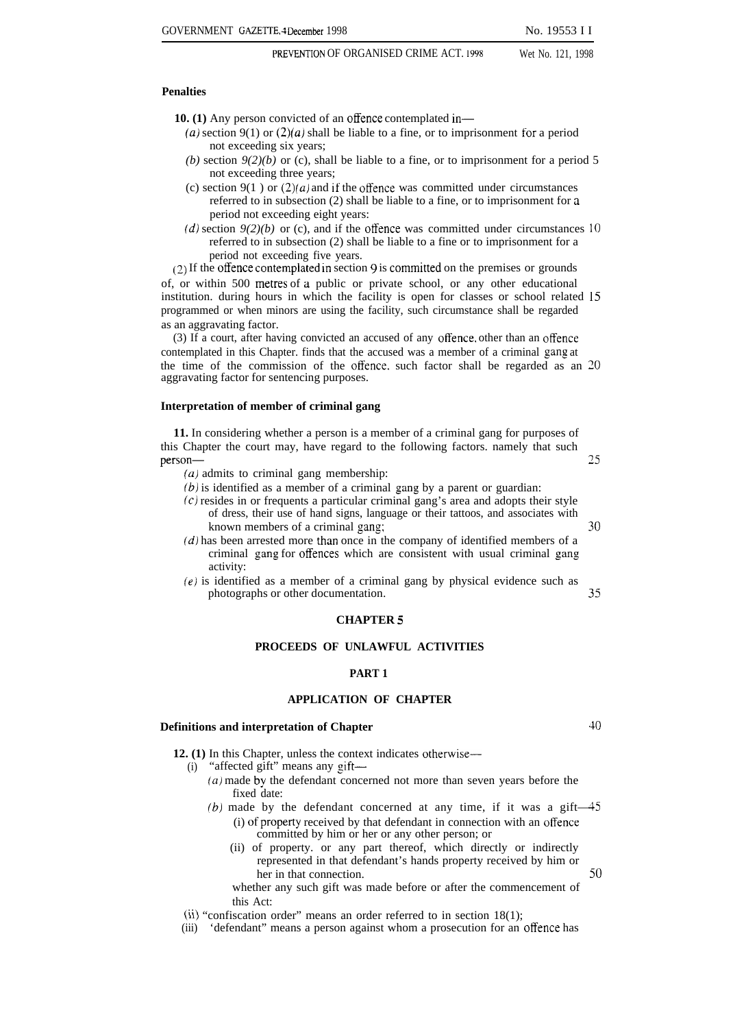**Penalties**

**10. (1)** Any person convicted of an offence contemplated in—

*(a)* section 9(1) or (2)*(a)* shall be liable to a fine, or to imprisonment for a period not exceeding six years;

*(b)* section *9(2)(b)* or (c), shall be liable to a fine, or to imprisonment for a period not exceeding three years;

(c) section 9(1 ) or (2)*(a)* and if the offence was committed under circumstances referred to in subsection (2) shall be liable to a fine, or to imprisonment for a period not exceeding eight years:

*(d)* section *9(2)(b)* or (c), and if the offence was committed under circumstances referred to in subsection (2) shall be liable to a fine or to imprisonment for a period not exceeding five years.

(2) If the offence contemplated in section 9 is committed on the premises or grounds of, or within 500 metres of a public or private school, or any other educational institution. during hours in which the facility is open for classes or school related programmed or when minors are using the facility, such circumstance shall be regarded as an aggravating factor.

(3) If a court, after having convicted an accused of any offence. other than an offence contemplated in this Chapter. finds that the accused was a member of a criminal gang at the time of the commission of the offence. such factor shall be regarded as an aggravating factor for sentencing purposes.

**Interpretation of member of criminal gang**

**11.** In considering whether a person is a member of a criminal gang for purposes of this Chapter the court may, have regard to the following factors. namely that such person—

*(a)* admits to criminal gang membership:

*(b)* is identified as a member of a criminal gang by a parent or guardian:

*(c)* resides in or frequents a particular criminal gang's area and adopts their style of dress, their use of hand signs, language or their tattoos, and associates with known members of a criminal gang;

*(d)* has been arrested more than once in the company of identified members of a criminal gang for offences which are consistent with usual criminal gang activity:

*(e)* is identified as a member of a criminal gang by physical evidence such as photographs or other documentation.

## CHAPTER 5

## PROCEEDS OF UNLAWFUL ACTIVITIES

## PART 1

## APPLICATION OF CHAPTER

**Definitions and interpretation of Chapter**

**12. (1)** In this Chapter, unless the context indicates otherwise—

(i) "affected gift" means any gift—

*(a)* made by the defendant concerned not more than seven years before the fixed date:

*(b)* made by the defendant concerned at any time, if it was a gift—

(i) of property received by that defendant in connection with an offence committed by him or her or any other person; or

(ii) of property. or any part thereof, which directly or indirectly represented in that defendant's hands property received by him or her in that connection.

whether any such gift was made before or after the commencement of this Act:

(ii) "confiscation order" means an order referred to in section 18(1);

(iii) 'defendant" means a person against whom a prosecution for an offence has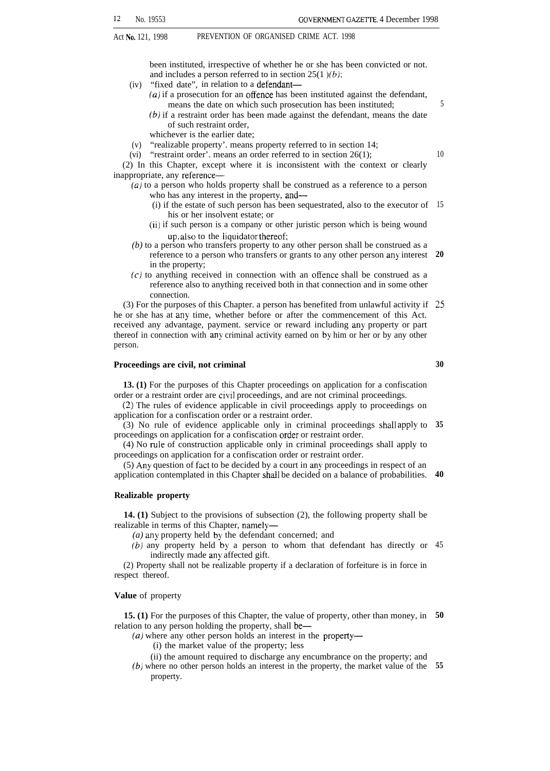been instituted, irrespective of whether he or she has been convicted or not. and includes a person referred to in section 25(1)*(b)*;

(iv) "fixed date", in relation to a defendant—

*(a)* if a prosecution for an offence has been instituted against the defendant, means the date on which such prosecution has been instituted;

*(b)* if a restraint order has been made against the defendant, means the date of such restraint order,

whichever is the earlier date;

(v) "realizable property'. means property referred to in section 14;

(vi) "restraint order'. means an order referred to in section 26(1);

(2) In this Chapter, except where it is inconsistent with the context or clearly inappropriate, any reference—

*(a)* to a person who holds property shall be construed as a reference to a person who has any interest in the property, and—

(i) if the estate of such person has been sequestrated, also to the executor of his or her insolvent estate; or

(ii) if such person is a company or other juristic person which is being wound up, also to the liquidator thereof;

*(b)* to a person who transfers property to any other person shall be construed as a reference to a person who transfers or grants to any other person any interest in the property;

*(c)* to anything received in connection with an offence shall be construed as a reference also to anything received both in that connection and in some other connection.

(3) For the purposes of this Chapter. a person has benefited from unlawful activity if he or she has at any time, whether before or after the commencement of this Act. received any advantage, payment. service or reward including any property or part thereof in connection with any criminal activity earned on by him or her or by any other person.

**Proceedings are civil, not criminal**

**13. (1)** For the purposes of this Chapter proceedings on application for a confiscation order or a restraint order are civil proceedings, and are not criminal proceedings.

(2) The rules of evidence applicable in civil proceedings apply to proceedings on application for a confiscation order or a restraint order.

(3) No rule of evidence applicable only in criminal proceedings shall apply to proceedings on application for a confiscation order or restraint order.

(4) No rule of construction applicable only in criminal proceedings shall apply to proceedings on application for a confiscation order or restraint order.

(5) Any question of fact to be decided by a court in any proceedings in respect of an application contemplated in this Chapter shall be decided on a balance of probabilities.

**Realizable property**

**14. (1)** Subject to the provisions of subsection (2), the following property shall be realizable in terms of this Chapter, namely—

*(a)* any property held by the defendant concerned; and

*(b)* any property held by a person to whom that defendant has directly or indirectly made any affected gift.

(2) Property shall not be realizable property if a declaration of forfeiture is in force in respect thereof.

**Value** of property

**15. (1)** For the purposes of this Chapter, the value of property, other than money, in relation to any person holding the property, shall be—

*(a)* where any other person holds an interest in the property—

(i) the market value of the property; less

(ii) the amount required to discharge any encumbrance on the property; and

*(b)* where no other person holds an interest in the property, the market value of the property.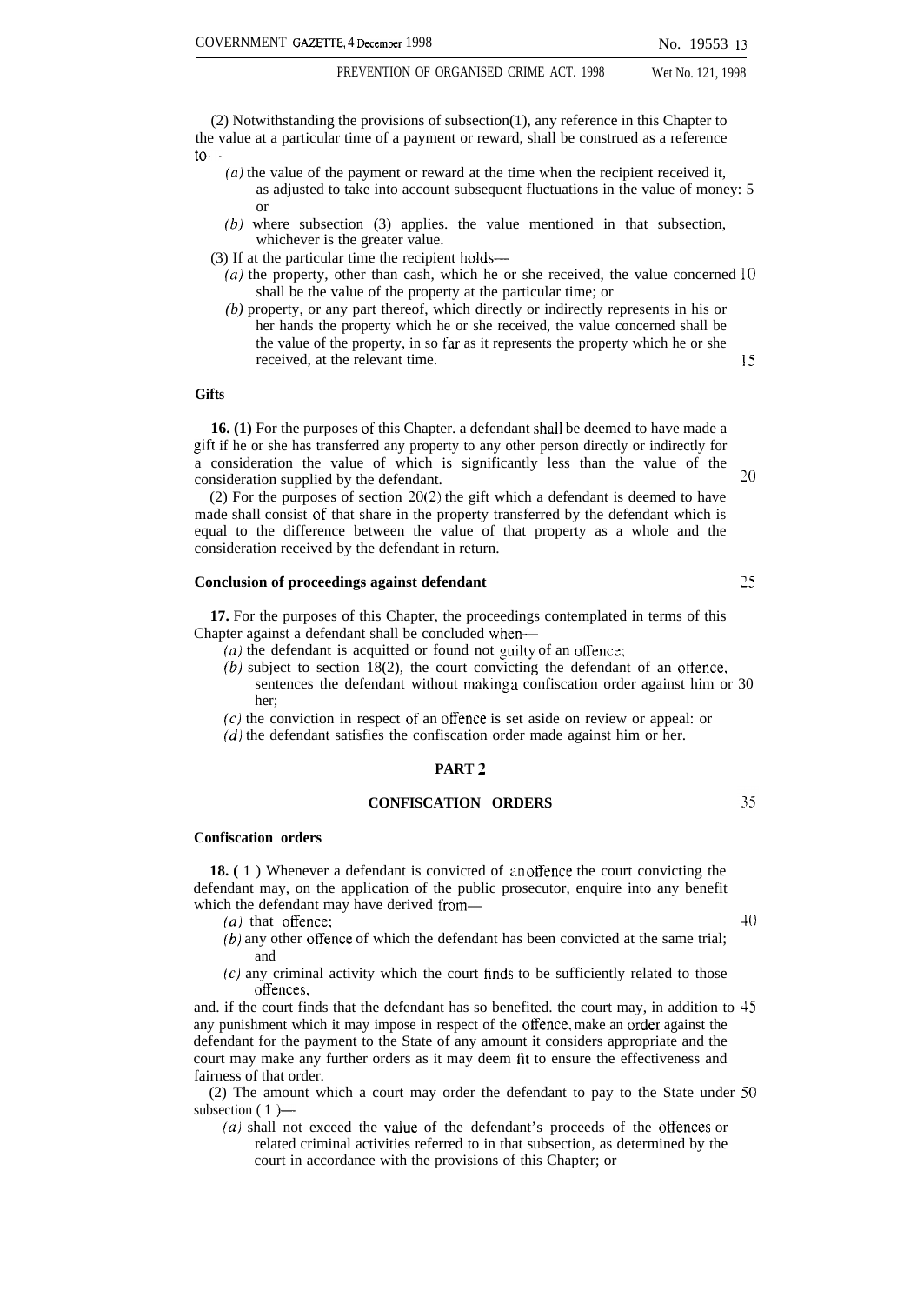(2) Notwithstanding the provisions of subsection(1), any reference in this Chapter to the value at a particular time of a payment or reward, shall be construed as a reference to—

*(a)* the value of the payment or reward at the time when the recipient received it, as adjusted to take into account subsequent fluctuations in the value of money: or

*(b)* where subsection (3) applies. the value mentioned in that subsection, whichever is the greater value.

(3) If at the particular time the recipient holds—

*(a)* the property, other than cash, which he or she received, the value concerned shall be the value of the property at the particular time; or

*(b)* property, or any part thereof, which directly or indirectly represents in his or her hands the property which he or she received, the value concerned shall be the value of the property, in so far as it represents the property which he or she received, at the relevant time.

**Gifts**

**16. (1)** For the purposes of this Chapter. a defendant shall be deemed to have made a gift if he or she has transferred any property to any other person directly or indirectly for a consideration the value of which is significantly less than the value of the consideration supplied by the defendant.

(2) For the purposes of section 20(2) the gift which a defendant is deemed to have made shall consist of that share in the property transferred by the defendant which is equal to the difference between the value of that property as a whole and the consideration received by the defendant in return.

**Conclusion of proceedings against defendant**

**17.** For the purposes of this Chapter, the proceedings contemplated in terms of this Chapter against a defendant shall be concluded when—

*(a)* the defendant is acquitted or found not guilty of an offence;

*(b)* subject to section 18(2), the court convicting the defendant of an offence, sentences the defendant without making a confiscation order against him or her;

*(c)* the conviction in respect of an offence is set aside on review or appeal: or

*(d)* the defendant satisfies the confiscation order made against him or her.

## PART 2

## CONFISCATION ORDERS

**Confiscation orders**

**18. (1)** Whenever a defendant is convicted of an offence the court convicting the defendant may, on the application of the public prosecutor, enquire into any benefit which the defendant may have derived from—

*(a)* that offence;

*(b)* any other offence of which the defendant has been convicted at the same trial; and

*(c)* any criminal activity which the court finds to be sufficiently related to those offences,

and. if the court finds that the defendant has so benefited. the court may, in addition to any punishment which it may impose in respect of the offence, make an order against the defendant for the payment to the State of any amount it considers appropriate and the court may make any further orders as it may deem fit to ensure the effectiveness and fairness of that order.

(2) The amount which a court may order the defendant to pay to the State under subsection (1)—

*(a)* shall not exceed the value of the defendant's proceeds of the offences or related criminal activities referred to in that subsection, as determined by the court in accordance with the provisions of this Chapter; or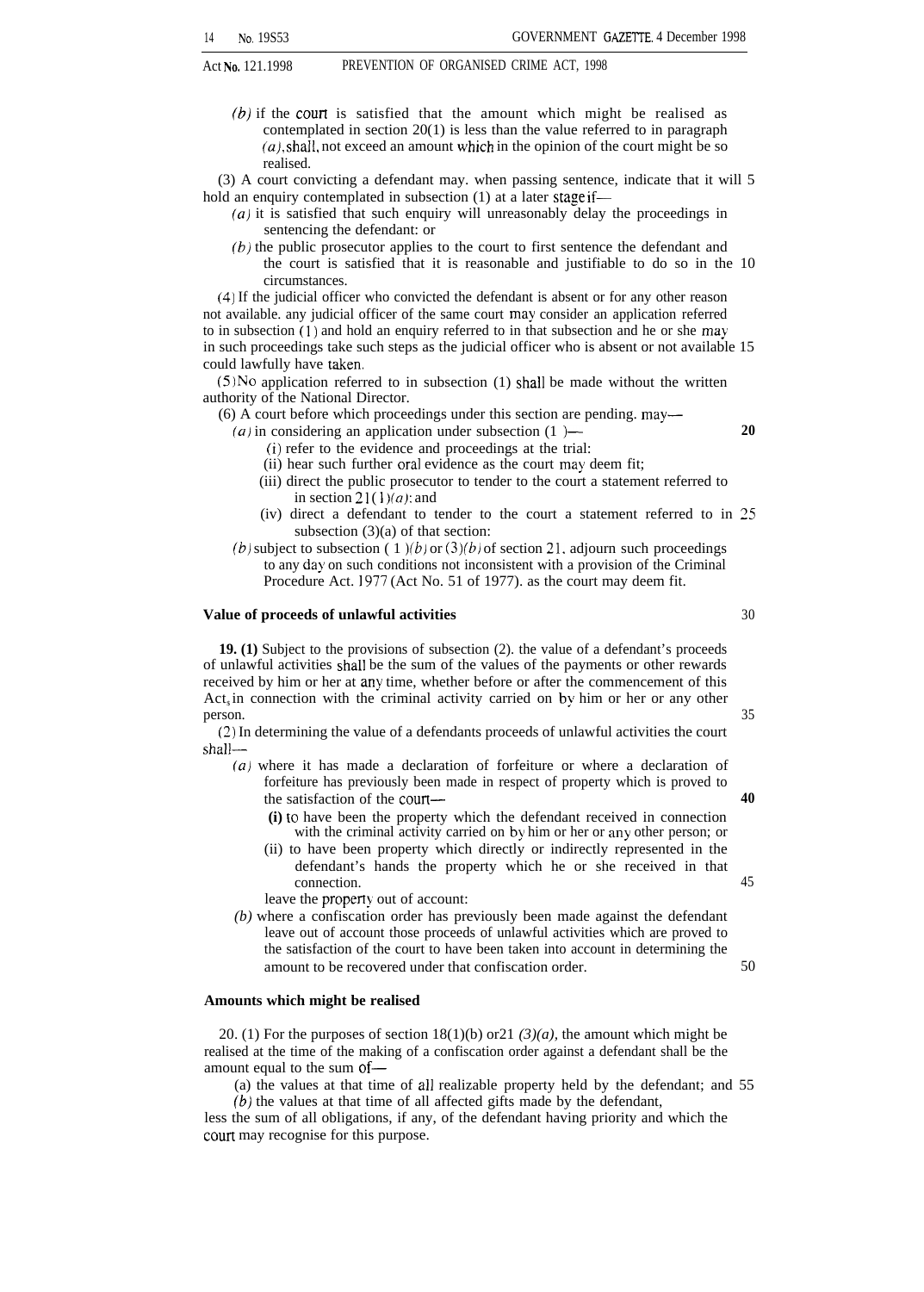*(b)* if the court is satisfied that the amount which might be realised as contemplated in section 20(1) is less than the value referred to in paragraph *(a)*, shall, not exceed an amount which in the opinion of the court might be so realised.

(3) A court convicting a defendant may. when passing sentence, indicate that it will hold an enquiry contemplated in subsection (1) at a later stage if—

*(a)* it is satisfied that such enquiry will unreasonably delay the proceedings in sentencing the defendant: or

*(b)* the public prosecutor applies to the court to first sentence the defendant and the court is satisfied that it is reasonable and justifiable to do so in the circumstances.

(4) If the judicial officer who convicted the defendant is absent or for any other reason not available. any judicial officer of the same court may consider an application referred to in subsection (1) and hold an enquiry referred to in that subsection and he or she may in such proceedings take such steps as the judicial officer who is absent or not available could lawfully have taken.

(5) No application referred to in subsection (1) shall be made without the written authority of the National Director.

(6) A court before which proceedings under this section are pending. may—

*(a)* in considering an application under subsection (1)—

(i) refer to the evidence and proceedings at the trial:

(ii) hear such further oral evidence as the court may deem fit;

(iii) direct the public prosecutor to tender to the court a statement referred to in section 21(1)*(a)*: and

(iv) direct a defendant to tender to the court a statement referred to in subsection (3)(a) of that section:

*(b)* subject to subsection (1)*(b)* or (3)*(b)* of section 21. adjourn such proceedings to any day on such conditions not inconsistent with a provision of the Criminal Procedure Act. 1977 (Act No. 51 of 1977). as the court may deem fit.

**Value of proceeds of unlawful activities**

**19. (1)** Subject to the provisions of subsection (2). the value of a defendant's proceeds of unlawful activities shall be the sum of the values of the payments or other rewards received by him or her at any time, whether before or after the commencement of this Act, in connection with the criminal activity carried on by him or her or any other person.

(2) In determining the value of a defendants proceeds of unlawful activities the court shall—

*(a)* where it has made a declaration of forfeiture or where a declaration of forfeiture has previously been made in respect of property which is proved to the satisfaction of the court—

**(i)** to have been the property which the defendant received in connection with the criminal activity carried on by him or her or any other person; or

(ii) to have been property which directly or indirectly represented in the defendant's hands the property which he or she received in that connection.

leave the property out of account:

*(b)* where a confiscation order has previously been made against the defendant leave out of account those proceeds of unlawful activities which are proved to the satisfaction of the court to have been taken into account in determining the amount to be recovered under that confiscation order.

**Amounts which might be realised**

20. (1) For the purposes of section 18(1)(b) or 21 *(3)(a)*, the amount which might be realised at the time of the making of a confiscation order against a defendant shall be the amount equal to the sum of—

(a) the values at that time of all realizable property held by the defendant; and

*(b)* the values at that time of all affected gifts made by the defendant,

less the sum of all obligations, if any, of the defendant having priority and which the court may recognise for this purpose.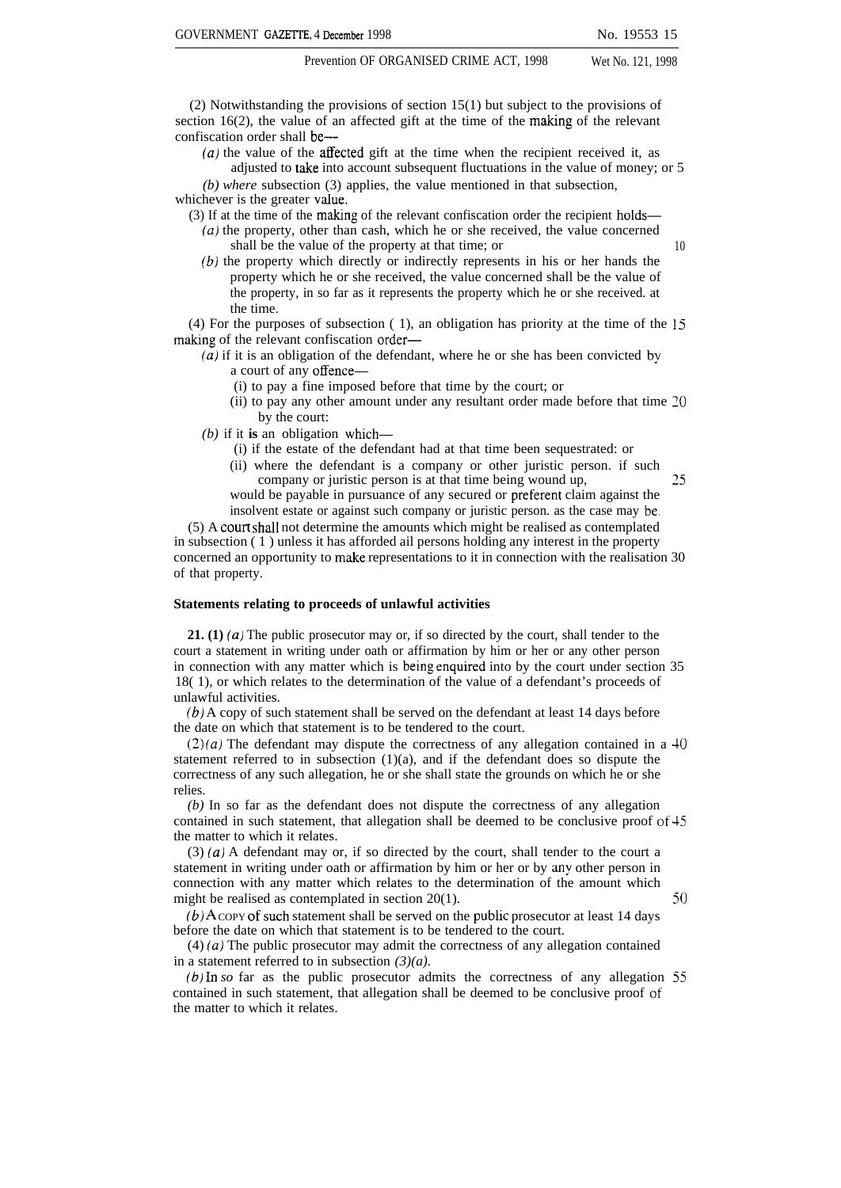(2) Notwithstanding the provisions of section 15(1) but subject to the provisions of section 16(2), the value of an affected gift at the time of the making of the relevant confiscation order shall be—

*(a)* the value of the affected gift at the time when the recipient received it, as adjusted to take into account subsequent fluctuations in the value of money; or

*(b)* where subsection (3) applies, the value mentioned in that subsection,

whichever is the greater value.

(3) If at the time of the making of the relevant confiscation order the recipient holds—

*(a)* the property, other than cash, which he or she received, the value concerned shall be the value of the property at that time; or

*(b)* the property which directly or indirectly represents in his or her hands the property which he or she received, the value concerned shall be the value of the property, in so far as it represents the property which he or she received. at the time.

(4) For the purposes of subsection ( 1), an obligation has priority at the time of the making of the relevant confiscation order—

*(a)* if it is an obligation of the defendant, where he or she has been convicted by a court of any offence—

(i) to pay a fine imposed before that time by the court; or

(ii) to pay any other amount under any resultant order made before that time by the court:

*(b)* if it **is** an obligation which—

(i) if the estate of the defendant had at that time been sequestrated: or

(ii) where the defendant is a company or other juristic person. if such company or juristic person is at that time being wound up,

would be payable in pursuance of any secured or preferent claim against the insolvent estate or against such company or juristic person. as the case may be.

(5) A court shall not determine the amounts which might be realised as contemplated in subsection ( 1 ) unless it has afforded ail persons holding any interest in the property concerned an opportunity to make representations to it in connection with the realisation of that property.

**Statements relating to proceeds of unlawful activities**

**21. (1)** *(a)* The public prosecutor may or, if so directed by the court, shall tender to the court a statement in writing under oath or affirmation by him or her or any other person in connection with any matter which is being enquired into by the court under section 18( 1), or which relates to the determination of the value of a defendant's proceeds of unlawful activities.

*(b)* A copy of such statement shall be served on the defendant at least 14 days before the date on which that statement is to be tendered to the court.

(2) *(a)* The defendant may dispute the correctness of any allegation contained in a statement referred to in subsection (1)(a), and if the defendant does so dispute the correctness of any such allegation, he or she shall state the grounds on which he or she relies.

*(b)* In so far as the defendant does not dispute the correctness of any allegation contained in such statement, that allegation shall be deemed to be conclusive proof of the matter to which it relates.

(3) *(a)* A defendant may or, if so directed by the court, shall tender to the court a statement in writing under oath or affirmation by him or her or by any other person in connection with any matter which relates to the determination of the amount which might be realised as contemplated in section 20(1).

*(b)* A COPY of such statement shall be served on the public prosecutor at least 14 days before the date on which that statement is to be tendered to the court.

(4) *(a)* The public prosecutor may admit the correctness of any allegation contained in a statement referred to in subsection *(3)(a)*.

*(b)* In so far as the public prosecutor admits the correctness of any allegation contained in such statement, that allegation shall be deemed to be conclusive proof of the matter to which it relates.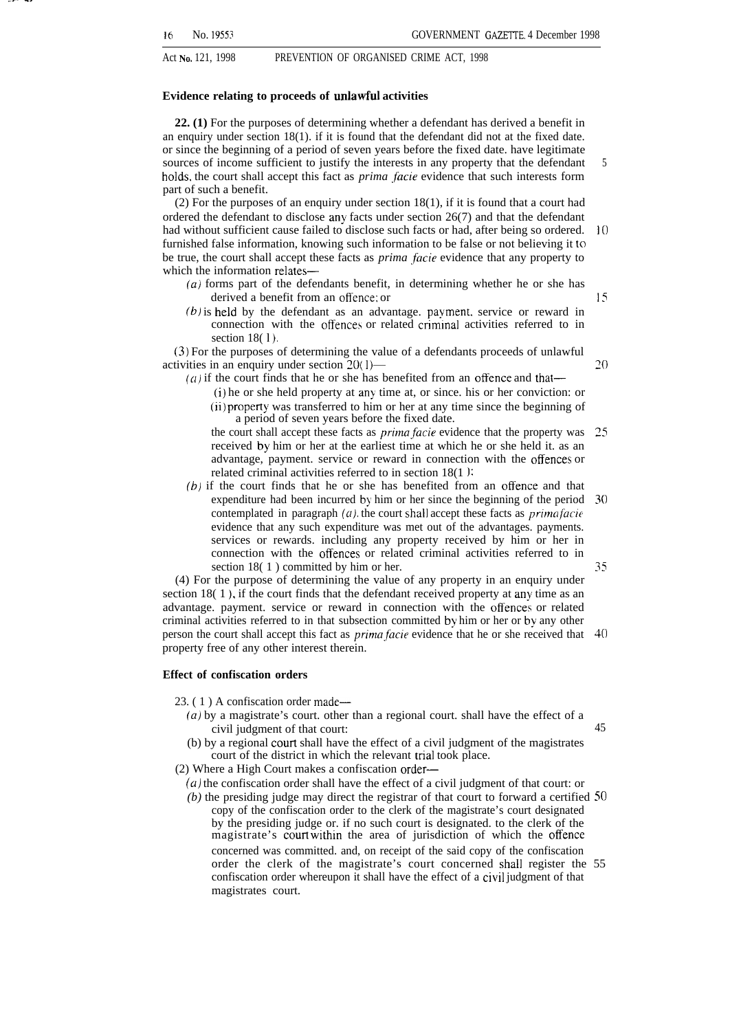**Evidence relating to proceeds of unlawful activities**

**22. (1)** For the purposes of determining whether a defendant has derived a benefit in an enquiry under section 18(1). if it is found that the defendant did not at the fixed date. or since the beginning of a period of seven years before the fixed date. have legitimate sources of income sufficient to justify the interests in any property that the defendant holds. the court shall accept this fact as *prima facie* evidence that such interests form part of such a benefit.

(2) For the purposes of an enquiry under section 18(1), if it is found that a court had ordered the defendant to disclose any facts under section 26(7) and that the defendant had without sufficient cause failed to disclose such facts or had, after being so ordered. furnished false information, knowing such information to be false or not believing it to be true, the court shall accept these facts as *prima facie* evidence that any property to which the information relates—

*(a)* forms part of the defendants benefit, in determining whether he or she has derived a benefit from an offence; or

*(b)* is held by the defendant as an advantage. payment. service or reward in connection with the offences or related criminal activities referred to in section 18(1).

(3) For the purposes of determining the value of a defendants proceeds of unlawful activities in an enquiry under section 20(1)—

*(a)* if the court finds that he or she has benefited from an offence and that—

(i) he or she held property at any time at, or since. his or her conviction: or

(ii) property was transferred to him or her at any time since the beginning of a period of seven years before the fixed date.

the court shall accept these facts as *prima facie* evidence that the property was received by him or her at the earliest time at which he or she held it. as an advantage, payment. service or reward in connection with the offences or related criminal activities referred to in section 18(1):

*(b)* if the court finds that he or she has benefited from an offence and that expenditure had been incurred by him or her since the beginning of the period contemplated in paragraph *(a)*. the court shall accept these facts as *prima facie* evidence that any such expenditure was met out of the advantages. payments. services or rewards. including any property received by him or her in connection with the offences or related criminal activities referred to in section 18(1) committed by him or her.

(4) For the purpose of determining the value of any property in an enquiry under section 18(1), if the court finds that the defendant received property at any time as an advantage. payment. service or reward in connection with the offences or related criminal activities referred to in that subsection committed by him or her or by any other person the court shall accept this fact as *prima facie* evidence that he or she received that property free of any other interest therein.

**Effect of confiscation orders**

23. (1) A confiscation order made—

*(a)* by a magistrate's court. other than a regional court. shall have the effect of a civil judgment of that court:

(b) by a regional court shall have the effect of a civil judgment of the magistrates court of the district in which the relevant trial took place.

(2) Where a High Court makes a confiscation order—

*(a)* the confiscation order shall have the effect of a civil judgment of that court: or

*(b)* the presiding judge may direct the registrar of that court to forward a certified copy of the confiscation order to the clerk of the magistrate's court designated by the presiding judge or. if no such court is designated. to the clerk of the magistrate's court within the area of jurisdiction of which the offence concerned was committed. and, on receipt of the said copy of the confiscation order the clerk of the magistrate's court concerned shall register the confiscation order whereupon it shall have the effect of a civil judgment of that magistrates court.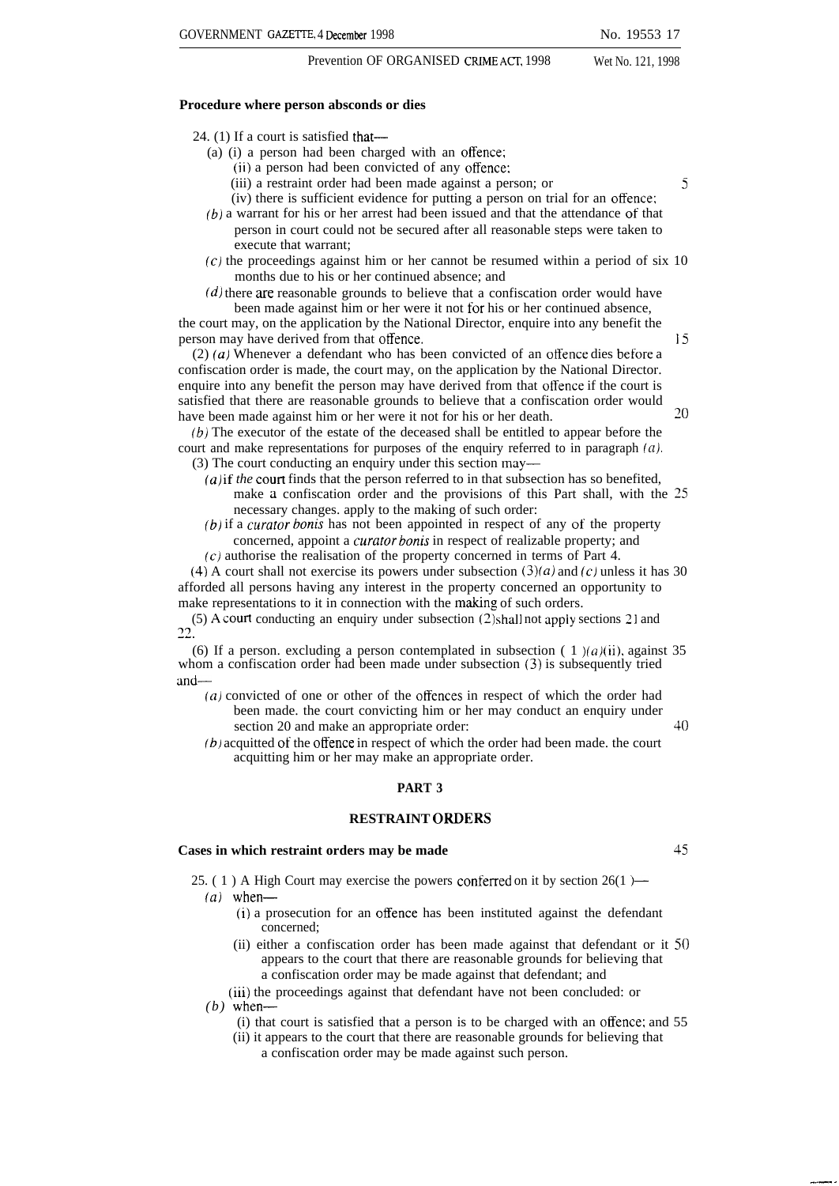**Procedure where person absconds or dies**

24. (1) If a court is satisfied that—

(a) (i) a person had been charged with an offence;

(ii) a person had been convicted of any offence;

(iii) a restraint order had been made against a person; or

(iv) there is sufficient evidence for putting a person on trial for an offence;

*(b)* a warrant for his or her arrest had been issued and that the attendance of that person in court could not be secured after all reasonable steps were taken to execute that warrant;

*(c)* the proceedings against him or her cannot be resumed within a period of six months due to his or her continued absence; and

*(d)* there are reasonable grounds to believe that a confiscation order would have been made against him or her were it not for his or her continued absence,

the court may, on the application by the National Director, enquire into any benefit the person may have derived from that offence.

(2) *(a)* Whenever a defendant who has been convicted of an offence dies before a confiscation order is made, the court may, on the application by the National Director. enquire into any benefit the person may have derived from that offence if the court is satisfied that there are reasonable grounds to believe that a confiscation order would have been made against him or her were it not for his or her death.

*(b)* The executor of the estate of the deceased shall be entitled to appear before the court and make representations for purposes of the enquiry referred to in paragraph *(a).*

(3) The court conducting an enquiry under this section may—

*(a)* if *the* court finds that the person referred to in that subsection has so benefited, make a confiscation order and the provisions of this Part shall, with the necessary changes. apply to the making of such order:

*(b)* if a *curator bonis* has not been appointed in respect of any of the property concerned, appoint a *curator bonis* in respect of realizable property; and

*(c)* authorise the realisation of the property concerned in terms of Part 4.

(4) A court shall not exercise its powers under subsection (3)*(a)* and *(c)* unless it has afforded all persons having any interest in the property concerned an opportunity to make representations to it in connection with the making of such orders.

(5) A court conducting an enquiry under subsection (2) shall not apply sections 21 and 22.

(6) If a person. excluding a person contemplated in subsection (1)*(a)*(ii), against whom a confiscation order had been made under subsection (3) is subsequently tried and—

*(a)* convicted of one or other of the offences in respect of which the order had been made. the court convicting him or her may conduct an enquiry under section 20 and make an appropriate order:

*(b)* acquitted of the offence in respect of which the order had been made. the court acquitting him or her may make an appropriate order.

## PART 3

## RESTRAINT ORDERS

**Cases in which restraint orders may be made**

25. (1) A High Court may exercise the powers conferred on it by section 26(1)—

*(a)* when—

(i) a prosecution for an offence has been instituted against the defendant concerned;

(ii) either a confiscation order has been made against that defendant or it appears to the court that there are reasonable grounds for believing that a confiscation order may be made against that defendant; and

(iii) the proceedings against that defendant have not been concluded: or

*(b)* when—

(i) that court is satisfied that a person is to be charged with an offence; and

(ii) it appears to the court that there are reasonable grounds for believing that a confiscation order may be made against such person.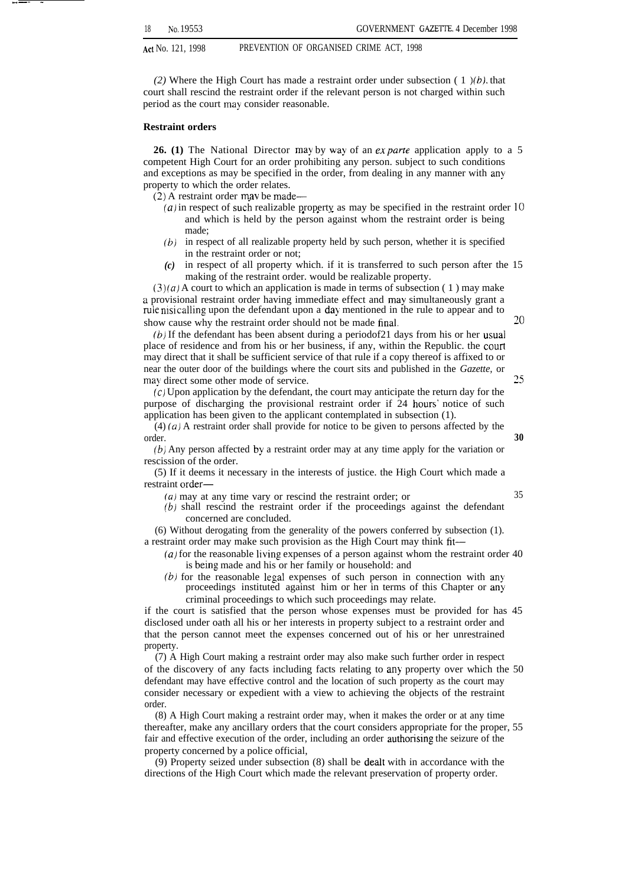*(2)* Where the High Court has made a restraint order under subsection (1)*(b)*, that court shall rescind the restraint order if the relevant person is not charged within such period as the court may consider reasonable.

**Restraint orders**

**26. (1)** The National Director may by way of an *ex parte* application apply to a competent High Court for an order prohibiting any person, subject to such conditions and exceptions as may be specified in the order, from dealing in any manner with any property to which the order relates.

(2) A restraint order may be made—

*(a)* in respect of such realizable property as may be specified in the restraint order and which is held by the person against whom the restraint order is being made;

*(b)* in respect of all realizable property held by such person, whether it is specified in the restraint order or not;

*(c)* in respect of all property which, if it is transferred to such person after the making of the restraint order, would be realizable property.

(3)*(a)* A court to which an application is made in terms of subsection (1) may make a provisional restraint order having immediate effect and may simultaneously grant a rule nisi calling upon the defendant upon a day mentioned in the rule to appear and to show cause why the restraint order should not be made final.

*(b)* If the defendant has been absent during a period of 21 days from his or her usual place of residence and from his or her business, if any, within the Republic, the court may direct that it shall be sufficient service of that rule if a copy thereof is affixed to or near the outer door of the buildings where the court sits and published in the *Gazette*, or may direct some other mode of service.

*(c)* Upon application by the defendant, the court may anticipate the return day for the purpose of discharging the provisional restraint order if 24 hours' notice of such application has been given to the applicant contemplated in subsection (1).

(4) *(a)* A restraint order shall provide for notice to be given to persons affected by the order.

*(b)* Any person affected by a restraint order may at any time apply for the variation or rescission of the order.

(5) If it deems it necessary in the interests of justice, the High Court which made a restraint order—

*(a)* may at any time vary or rescind the restraint order; or

*(b)* shall rescind the restraint order if the proceedings against the defendant concerned are concluded.

(6) Without derogating from the generality of the powers conferred by subsection (1), a restraint order may make such provision as the High Court may think fit—

*(a)* for the reasonable living expenses of a person against whom the restraint order is being made and his or her family or household; and

*(b)* for the reasonable legal expenses of such person in connection with any proceedings instituted against him or her in terms of this Chapter or any criminal proceedings to which such proceedings may relate,

if the court is satisfied that the person whose expenses must be provided for has disclosed under oath all his or her interests in property subject to a restraint order and that the person cannot meet the expenses concerned out of his or her unrestrained property.

(7) A High Court making a restraint order may also make such further order in respect of the discovery of any facts including facts relating to any property over which the defendant may have effective control and the location of such property as the court may consider necessary or expedient with a view to achieving the objects of the restraint order.

(8) A High Court making a restraint order may, when it makes the order or at any time thereafter, make any ancillary orders that the court considers appropriate for the proper, fair and effective execution of the order, including an order authorising the seizure of the property concerned by a police official.

(9) Property seized under subsection (8) shall be dealt with in accordance with the directions of the High Court which made the relevant preservation of property order.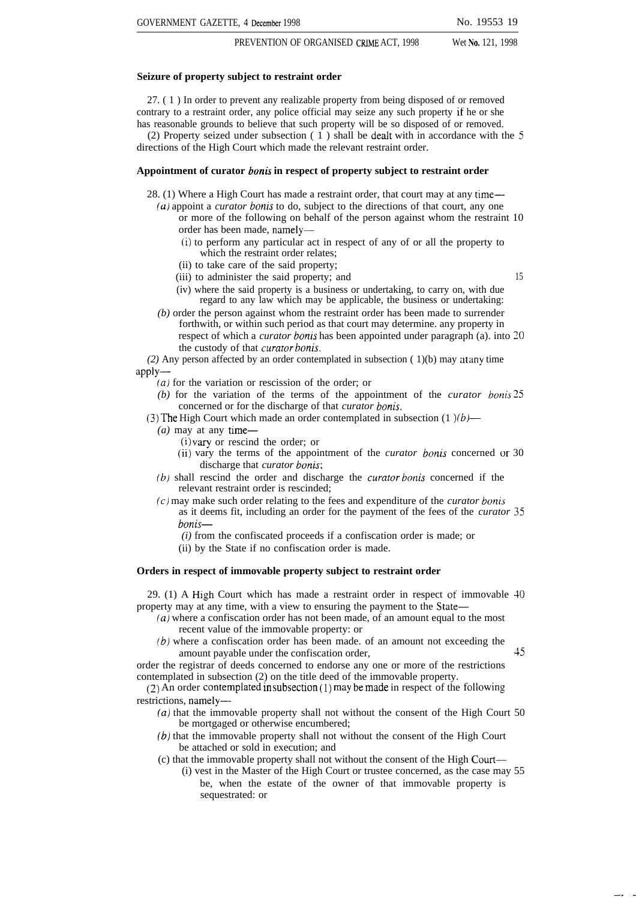**Seizure of property subject to restraint order**

27. (1) In order to prevent any realizable property from being disposed of or removed contrary to a restraint order, any police official may seize any such property if he or she has reasonable grounds to believe that such property will be so disposed of or removed.

(2) Property seized under subsection (1) shall be dealt with in accordance with the directions of the High Court which made the relevant restraint order.

**Appointment of curator *bonis* in respect of property subject to restraint order**

28. (1) Where a High Court has made a restraint order, that court may at any time—

*(a)* appoint a *curator bonis* to do, subject to the directions of that court, any one or more of the following on behalf of the person against whom the restraint order has been made, namely—

(i) to perform any particular act in respect of any of or all the property to which the restraint order relates;

(ii) to take care of the said property;

(iii) to administer the said property; and

(iv) where the said property is a business or undertaking, to carry on, with due regard to any law which may be applicable, the business or undertaking:

*(b)* order the person against whom the restraint order has been made to surrender forthwith, or within such period as that court may determine. any property in respect of which a *curator bonis* has been appointed under paragraph (a). into the custody of that *curator bonis*.

(2) Any person affected by an order contemplated in subsection (1)(b) may at any time apply—

*(a)* for the variation or rescission of the order; or

*(b)* for the variation of the terms of the appointment of the *curator bonis* concerned or for the discharge of that *curator bonis*.

(3) The High Court which made an order contemplated in subsection (1)*(b)*—

*(a)* may at any time—

(i) vary or rescind the order; or

(ii) vary the terms of the appointment of the *curator bonis* concerned or discharge that *curator bonis*;

*(b)* shall rescind the order and discharge the *curator bonis* concerned if the relevant restraint order is rescinded;

*(c)* may make such order relating to the fees and expenditure of the *curator bonis* as it deems fit, including an order for the payment of the fees of the *curator bonis*—

(i) from the confiscated proceeds if a confiscation order is made; or

(ii) by the State if no confiscation order is made.

**Orders in respect of immovable property subject to restraint order**

29. (1) A High Court which has made a restraint order in respect of immovable property may at any time, with a view to ensuring the payment to the State—

*(a)* where a confiscation order has not been made, of an amount equal to the most recent value of the immovable property: or

*(b)* where a confiscation order has been made. of an amount not exceeding the amount payable under the confiscation order,

order the registrar of deeds concerned to endorse any one or more of the restrictions contemplated in subsection (2) on the title deed of the immovable property.

(2) An order contemplated in subsection (1) may be made in respect of the following restrictions, namely—

*(a)* that the immovable property shall not without the consent of the High Court be mortgaged or otherwise encumbered;

*(b)* that the immovable property shall not without the consent of the High Court be attached or sold in execution; and

(c) that the immovable property shall not without the consent of the High Court—

(i) vest in the Master of the High Court or trustee concerned, as the case may be, when the estate of the owner of that immovable property is sequestrated: or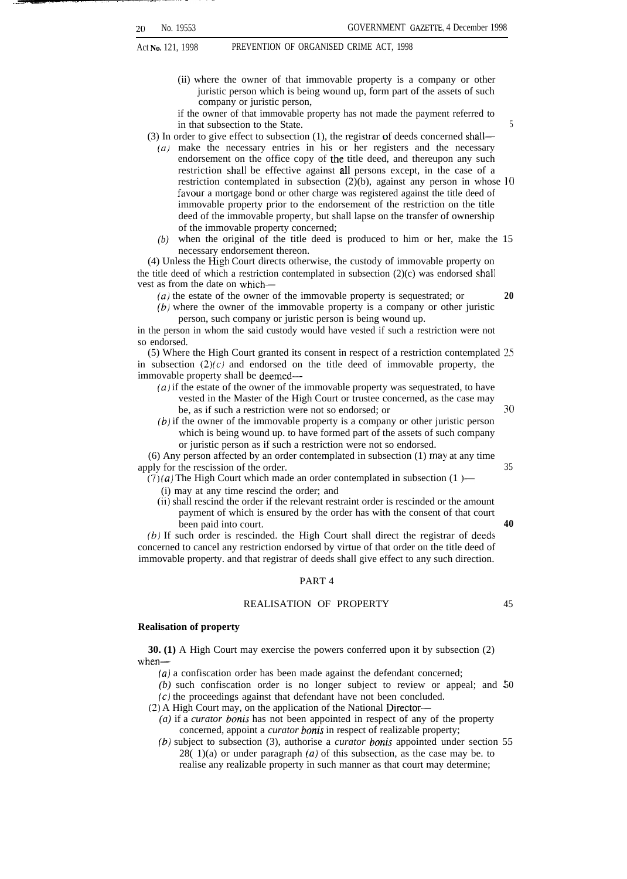(ii) where the owner of that immovable property is a company or other juristic person which is being wound up, form part of the assets of such company or juristic person,

if the owner of that immovable property has not made the payment referred to in that subsection to the State.

(3) In order to give effect to subsection (1), the registrar of deeds concerned shall—

*(a)* make the necessary entries in his or her registers and the necessary endorsement on the office copy of the title deed, and thereupon any such restriction shall be effective against all persons except, in the case of a restriction contemplated in subsection (2)(b), against any person in whose favour a mortgage bond or other charge was registered against the title deed of immovable property prior to the endorsement of the restriction on the title deed of the immovable property, but shall lapse on the transfer of ownership of the immovable property concerned;

*(b)* when the original of the title deed is produced to him or her, make the necessary endorsement thereon.

(4) Unless the High Court directs otherwise, the custody of immovable property on the title deed of which a restriction contemplated in subsection (2)(c) was endorsed shall vest as from the date on which—

*(a)* the estate of the owner of the immovable property is sequestrated; or

*(b)* where the owner of the immovable property is a company or other juristic person, such company or juristic person is being wound up.

in the person in whom the said custody would have vested if such a restriction were not so endorsed.

(5) Where the High Court granted its consent in respect of a restriction contemplated in subsection (2)*(c)* and endorsed on the title deed of immovable property, the immovable property shall be deemed—

*(a)* if the estate of the owner of the immovable property was sequestrated, to have vested in the Master of the High Court or trustee concerned, as the case may be, as if such a restriction were not so endorsed; or

*(b)* if the owner of the immovable property is a company or other juristic person which is being wound up. to have formed part of the assets of such company or juristic person as if such a restriction were not so endorsed.

(6) Any person affected by an order contemplated in subsection (1) may at any time apply for the rescission of the order.

(7)*(a)* The High Court which made an order contemplated in subsection (1 )—

(i) may at any time rescind the order; and

(ii) shall rescind the order if the relevant restraint order is rescinded or the amount payment of which is ensured by the order has with the consent of that court been paid into court.

*(b)* If such order is rescinded. the High Court shall direct the registrar of deeds concerned to cancel any restriction endorsed by virtue of that order on the title deed of immovable property. and that registrar of deeds shall give effect to any such direction.

## PART 4

## REALISATION OF PROPERTY

**Realisation of property**

**30. (1)** A High Court may exercise the powers conferred upon it by subsection (2) when—

*(a)* a confiscation order has been made against the defendant concerned;

*(b)* such confiscation order is no longer subject to review or appeal; and

*(c)* the proceedings against that defendant have not been concluded.

(2) A High Court may, on the application of the National Director—

*(a)* if a *curator bonis* has not been appointed in respect of any of the property concerned, appoint a *curator bonis* in respect of realizable property;

*(b)* subject to subsection (3), authorise a *curator bonis* appointed under section 28( 1)(a) or under paragraph *(a)* of this subsection, as the case may be. to realise any realizable property in such manner as that court may determine;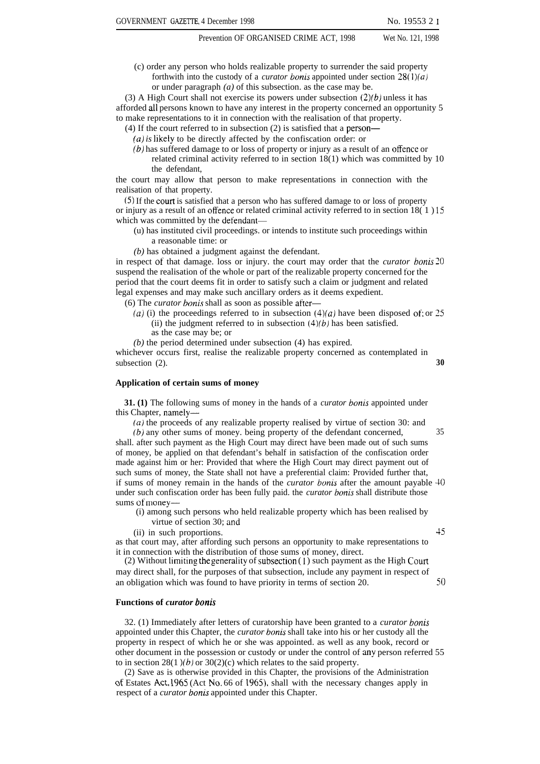(c) order any person who holds realizable property to surrender the said property forthwith into the custody of a *curator bonis* appointed under section 28(1)*(a)* or under paragraph *(a)* of this subsection. as the case may be.

(3) A High Court shall not exercise its powers under subsection (2)*(b)* unless it has afforded all persons known to have any interest in the property concerned an opportunity to make representations to it in connection with the realisation of that property.

(4) If the court referred to in subsection (2) is satisfied that a person—

*(a)* is likely to be directly affected by the confiscation order: or

*(b)* has suffered damage to or loss of property or injury as a result of an offence or related criminal activity referred to in section 18(1) which was committed by the defendant,

the court may allow that person to make representations in connection with the realisation of that property.

(5) If the court is satisfied that a person who has suffered damage to or loss of property or injury as a result of an offence or related criminal activity referred to in section 18( 1 ) which was committed by the defendant—

(u) has instituted civil proceedings. or intends to institute such proceedings within a reasonable time: or

*(b)* has obtained a judgment against the defendant.

in respect of that damage. loss or injury. the court may order that the *curator bonis* suspend the realisation of the whole or part of the realizable property concerned for the period that the court deems fit in order to satisfy such a claim or judgment and related legal expenses and may make such ancillary orders as it deems expedient.

(6) The *curator bonis* shall as soon as possible after—

*(a)* (i) the proceedings referred to in subsection (4)*(a)* have been disposed of; or

(ii) the judgment referred to in subsection (4)*(b)* has been satisfied.

as the case may be; or

*(b)* the period determined under subsection (4) has expired.

whichever occurs first, realise the realizable property concerned as contemplated in subsection (2).

**Application of certain sums of money**

**31. (1)** The following sums of money in the hands of a *curator bonis* appointed under this Chapter, namely—

*(a)* the proceeds of any realizable property realised by virtue of section 30: and

*(b)* any other sums of money. being property of the defendant concerned,

shall. after such payment as the High Court may direct have been made out of such sums of money, be applied on that defendant's behalf in satisfaction of the confiscation order made against him or her: Provided that where the High Court may direct payment out of such sums of money, the State shall not have a preferential claim: Provided further that, if sums of money remain in the hands of the *curator bonis* after the amount payable under such confiscation order has been fully paid. the *curator bonis* shall distribute those sums of money—

(i) among such persons who held realizable property which has been realised by virtue of section 30; and

(ii) in such proportions.

as that court may, after affording such persons an opportunity to make representations to it in connection with the distribution of those sums of money, direct.

(2) Without limiting the generality of subsection (1) such payment as the High Court may direct shall, for the purposes of that subsection, include any payment in respect of an obligation which was found to have priority in terms of section 20.

**Functions of *curator bonis***

32. (1) Immediately after letters of curatorship have been granted to a *curator bonis* appointed under this Chapter, the *curator bonis* shall take into his or her custody all the property in respect of which he or she was appointed. as well as any book, record or other document in the possession or custody or under the control of any person referred to in section 28(1 )*(b)* or 30(2)(c) which relates to the said property.

(2) Save as is otherwise provided in this Chapter, the provisions of the Administration of Estates Act, 1965 (Act No. 66 of 1965), shall with the necessary changes apply in respect of a *curator bonis* appointed under this Chapter.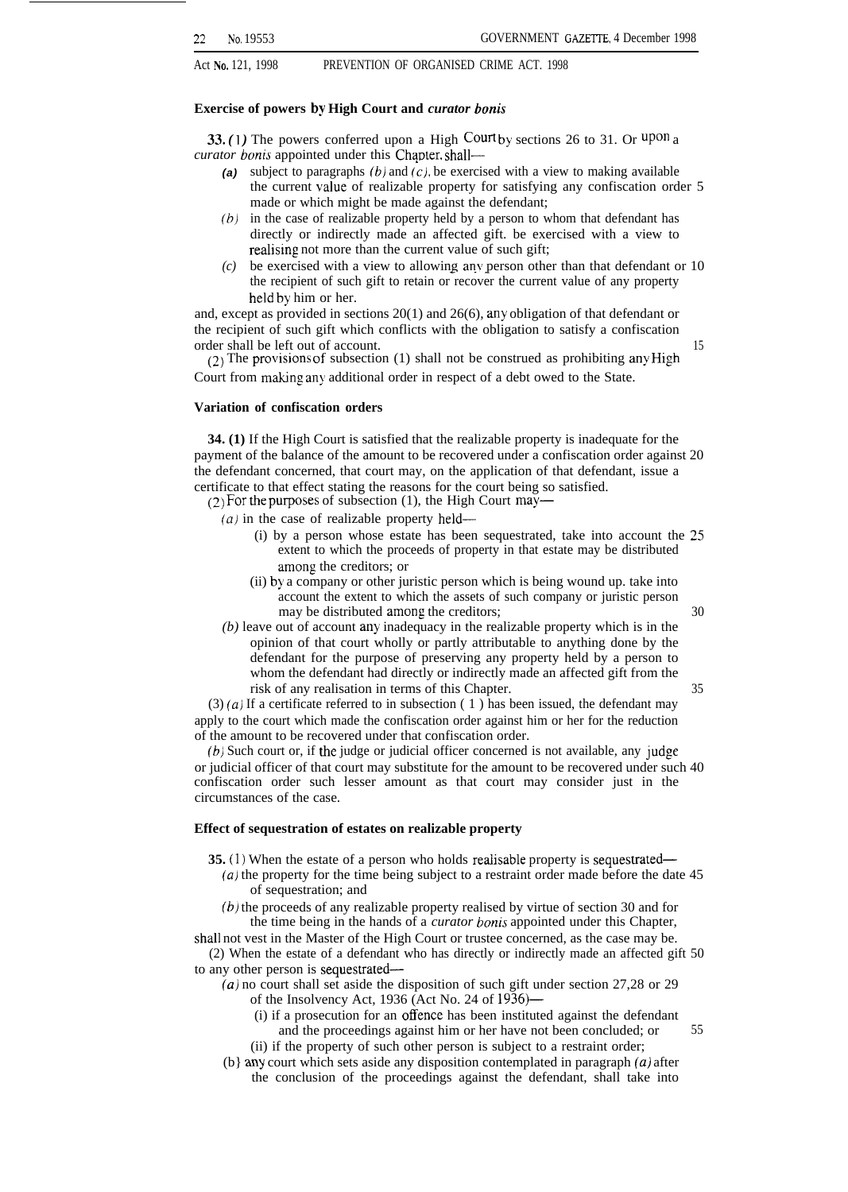**Exercise of powers by High Court and *curator bonis***

**33.** (1) The powers conferred upon a High Court by sections 26 to 31. Or upon a *curator bonis* appointed under this Chapter, shall—

- *(a)* subject to paragraphs *(b)* and *(c)*, be exercised with a view to making available the current value of realizable property for satisfying any confiscation order made or which might be made against the defendant;
- *(b)* in the case of realizable property held by a person to whom that defendant has directly or indirectly made an affected gift. be exercised with a view to realising not more than the current value of such gift;
- *(c)* be exercised with a view to allowing any person other than that defendant or the recipient of such gift to retain or recover the current value of any property held by him or her.

and, except as provided in sections 20(1) and 26(6), any obligation of that defendant or the recipient of such gift which conflicts with the obligation to satisfy a confiscation order shall be left out of account.

(2) The provisions of subsection (1) shall not be construed as prohibiting any High Court from making any additional order in respect of a debt owed to the State.

**Variation of confiscation orders**

**34. (1)** If the High Court is satisfied that the realizable property is inadequate for the payment of the balance of the amount to be recovered under a confiscation order against the defendant concerned, that court may, on the application of that defendant, issue a certificate to that effect stating the reasons for the court being so satisfied.

(2) For the purposes of subsection (1), the High Court may—

*(a)* in the case of realizable property held—

(i) by a person whose estate has been sequestrated, take into account the extent to which the proceeds of property in that estate may be distributed among the creditors; or

(ii) by a company or other juristic person which is being wound up. take into account the extent to which the assets of such company or juristic person may be distributed among the creditors;

*(b)* leave out of account any inadequacy in the realizable property which is in the opinion of that court wholly or partly attributable to anything done by the defendant for the purpose of preserving any property held by a person to whom the defendant had directly or indirectly made an affected gift from the risk of any realisation in terms of this Chapter.

(3) *(a)* If a certificate referred to in subsection (1) has been issued, the defendant may apply to the court which made the confiscation order against him or her for the reduction of the amount to be recovered under that confiscation order.

*(b)* Such court or, if the judge or judicial officer concerned is not available, any judge or judicial officer of that court may substitute for the amount to be recovered under such confiscation order such lesser amount as that court may consider just in the circumstances of the case.

**Effect of sequestration of estates on realizable property**

**35.** (1) When the estate of a person who holds realisable property is sequestrated—

*(a)* the property for the time being subject to a restraint order made before the date of sequestration; and

*(b)* the proceeds of any realizable property realised by virtue of section 30 and for the time being in the hands of a *curator bonis* appointed under this Chapter,

shall not vest in the Master of the High Court or trustee concerned, as the case may be.

(2) When the estate of a defendant who has directly or indirectly made an affected gift to any other person is sequestrated—

*(a)* no court shall set aside the disposition of such gift under section 27,28 or 29 of the Insolvency Act, 1936 (Act No. 24 of 1936)—

(i) if a prosecution for an offence has been instituted against the defendant and the proceedings against him or her have not been concluded; or

(ii) if the property of such other person is subject to a restraint order;

(b) any court which sets aside any disposition contemplated in paragraph *(a)* after the conclusion of the proceedings against the defendant, shall take into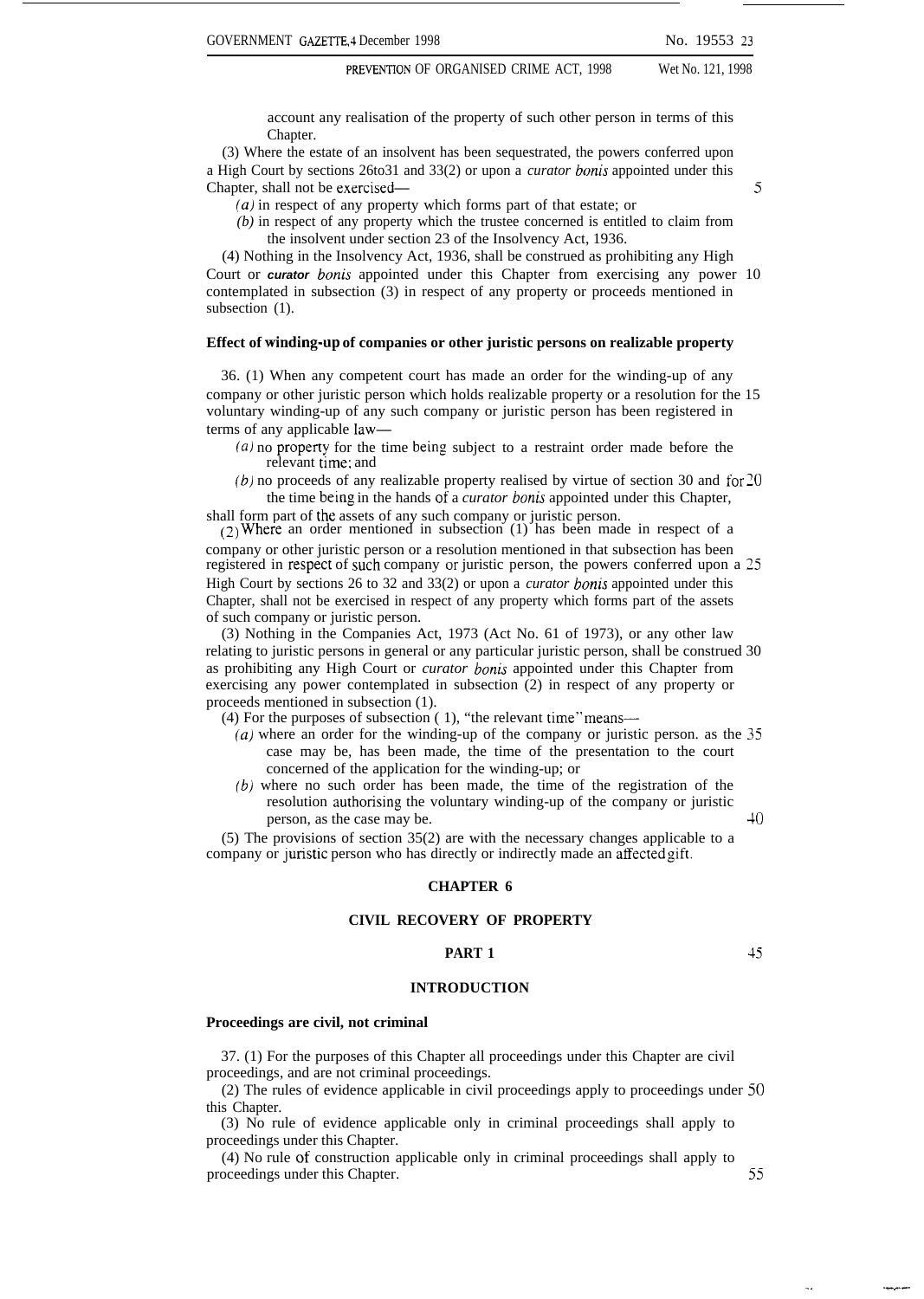account any realisation of the property of such other person in terms of this Chapter.

(3) Where the estate of an insolvent has been sequestrated, the powers conferred upon a High Court by sections 26to31 and 33(2) or upon a *curator bonis* appointed under this Chapter, shall not be exercised—

*(a)* in respect of any property which forms part of that estate; or

*(b)* in respect of any property which the trustee concerned is entitled to claim from the insolvent under section 23 of the Insolvency Act, 1936.

(4) Nothing in the Insolvency Act, 1936, shall be construed as prohibiting any High Court or *curator bonis* appointed under this Chapter from exercising any power contemplated in subsection (3) in respect of any property or proceeds mentioned in subsection (1).

**Effect of winding-up of companies or other juristic persons on realizable property**

36. (1) When any competent court has made an order for the winding-up of any company or other juristic person which holds realizable property or a resolution for the voluntary winding-up of any such company or juristic person has been registered in terms of any applicable law—

*(a)* no property for the time being subject to a restraint order made before the relevant time; and

*(b)* no proceeds of any realizable property realised by virtue of section 30 and for the time being in the hands of a *curator bonis* appointed under this Chapter,

shall form part of the assets of any such company or juristic person.

(2) Where an order mentioned in subsection (1) has been made in respect of a company or other juristic person or a resolution mentioned in that subsection has been registered in respect of such company or juristic person, the powers conferred upon a High Court by sections 26 to 32 and 33(2) or upon a *curator bonis* appointed under this Chapter, shall not be exercised in respect of any property which forms part of the assets of such company or juristic person.

(3) Nothing in the Companies Act, 1973 (Act No. 61 of 1973), or any other law relating to juristic persons in general or any particular juristic person, shall be construed as prohibiting any High Court or *curator bonis* appointed under this Chapter from exercising any power contemplated in subsection (2) in respect of any property or proceeds mentioned in subsection (1).

(4) For the purposes of subsection (1), "the relevant time" means—

*(a)* where an order for the winding-up of the company or juristic person. as the case may be, has been made, the time of the presentation to the court concerned of the application for the winding-up; or

*(b)* where no such order has been made, the time of the registration of the resolution authorising the voluntary winding-up of the company or juristic person, as the case may be.

(5) The provisions of section 35(2) are with the necessary changes applicable to a company or juristic person who has directly or indirectly made an affected gift.

## CHAPTER 6

## CIVIL RECOVERY OF PROPERTY

### PART 1

### INTRODUCTION

**Proceedings are civil, not criminal**

37. (1) For the purposes of this Chapter all proceedings under this Chapter are civil proceedings, and are not criminal proceedings.

(2) The rules of evidence applicable in civil proceedings apply to proceedings under this Chapter.

(3) No rule of evidence applicable only in criminal proceedings shall apply to proceedings under this Chapter.

(4) No rule of construction applicable only in criminal proceedings shall apply to proceedings under this Chapter.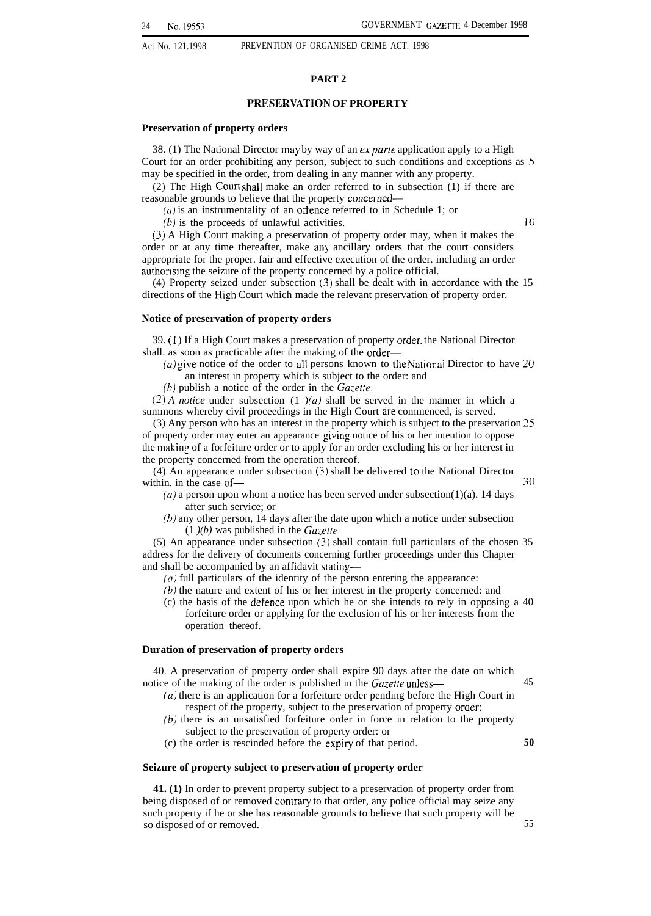## PART 2

## PRESERVATION OF PROPERTY

### Preservation of property orders

38. (1) The National Director may by way of an *ex parte* application apply to a High Court for an order prohibiting any person, subject to such conditions and exceptions as may be specified in the order, from dealing in any manner with any property.

(2) The High Court shall make an order referred to in subsection (1) if there are reasonable grounds to believe that the property concerned—

*(a)* is an instrumentality of an offence referred to in Schedule 1; or

*(b)* is the proceeds of unlawful activities.

(3) A High Court making a preservation of property order may, when it makes the order or at any time thereafter, make any ancillary orders that the court considers appropriate for the proper. fair and effective execution of the order. including an order authorising the seizure of the property concerned by a police official.

(4) Property seized under subsection (3) shall be dealt with in accordance with the directions of the High Court which made the relevant preservation of property order.

### Notice of preservation of property orders

39. (1) If a High Court makes a preservation of property order, the National Director shall. as soon as practicable after the making of the order—

*(a)* give notice of the order to all persons known to the National Director to have an interest in property which is subject to the order: and

*(b)* publish a notice of the order in the *Gazette*.

(2) *A notice* under subsection (1 *)(a)* shall be served in the manner in which a summons whereby civil proceedings in the High Court are commenced, is served.

(3) Any person who has an interest in the property which is subject to the preservation of property order may enter an appearance giving notice of his or her intention to oppose the making of a forfeiture order or to apply for an order excluding his or her interest in the property concerned from the operation thereof.

(4) An appearance under subsection (3) shall be delivered to the National Director within. in the case of—

*(a)* a person upon whom a notice has been served under subsection(1)(a). 14 days after such service; or

*(b)* any other person, 14 days after the date upon which a notice under subsection (1 *)(b)* was published in the *Gazette*.

(5) An appearance under subsection (3) shall contain full particulars of the chosen address for the delivery of documents concerning further proceedings under this Chapter and shall be accompanied by an affidavit stating—

*(a)* full particulars of the identity of the person entering the appearance:

*(b)* the nature and extent of his or her interest in the property concerned: and

(c) the basis of the defence upon which he or she intends to rely in opposing a forfeiture order or applying for the exclusion of his or her interests from the operation thereof.

### Duration of preservation of property orders

40. A preservation of property order shall expire 90 days after the date on which notice of the making of the order is published in the *Gazette* unless—

*(a)* there is an application for a forfeiture order pending before the High Court in respect of the property, subject to the preservation of property order:

*(b)* there is an unsatisfied forfeiture order in force in relation to the property subject to the preservation of property order: or

(c) the order is rescinded before the expiry of that period.

### Seizure of property subject to preservation of property order

**41. (1)** In order to prevent property subject to a preservation of property order from being disposed of or removed contrary to that order, any police official may seize any such property if he or she has reasonable grounds to believe that such property will be so disposed of or removed.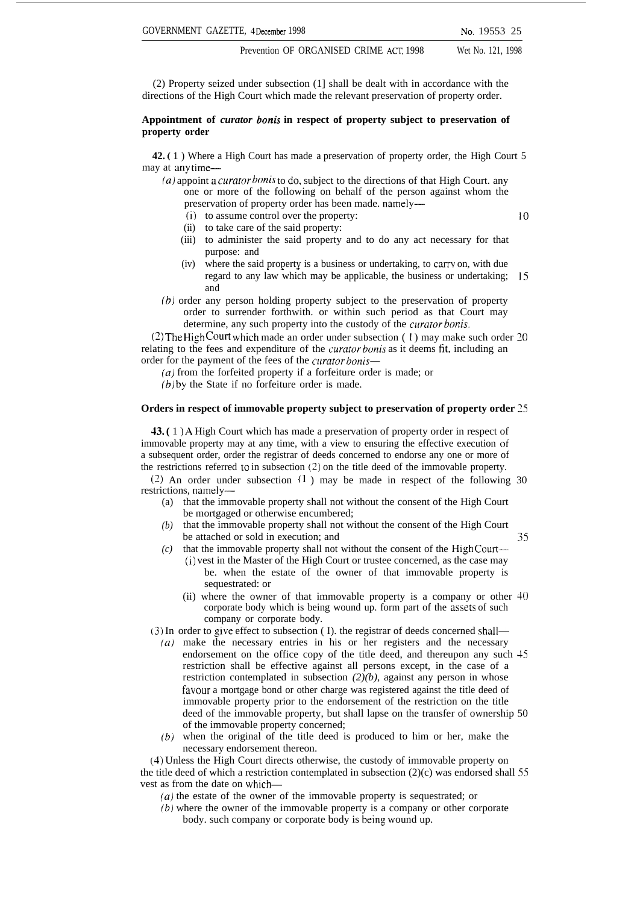(2) Property seized under subsection (1] shall be dealt with in accordance with the directions of the High Court which made the relevant preservation of property order.

**Appointment of *curator bonis* in respect of property subject to preservation of property order**

**42.** (1) Where a High Court has made a preservation of property order, the High Court may at any time—

*(a)* appoint a *curator bonis* to do, subject to the directions of that High Court. any one or more of the following on behalf of the person against whom the preservation of property order has been made. namely—

(i) to assume control over the property:

(ii) to take care of the said property:

(iii) to administer the said property and to do any act necessary for that purpose: and

(iv) where the said property is a business or undertaking, to carry on, with due regard to any law which may be applicable, the business or undertaking; and

*(b)* order any person holding property subject to the preservation of property order to surrender forthwith. or within such period as that Court may determine, any such property into the custody of the *curator bonis*.

(2) The High Court which made an order under subsection (1) may make such order relating to the fees and expenditure of the *curator bonis* as it deems fit, including an order for the payment of the fees of the *curator bonis*—

*(a)* from the forfeited property if a forfeiture order is made; or

*(b)* by the State if no forfeiture order is made.

**Orders in respect of immovable property subject to preservation of property order**

**43.** (1) A High Court which has made a preservation of property order in respect of immovable property may at any time, with a view to ensuring the effective execution of a subsequent order, order the registrar of deeds concerned to endorse any one or more of the restrictions referred to in subsection (2) on the title deed of the immovable property.

(2) An order under subsection (1) may be made in respect of the following restrictions, namely—

(a) that the immovable property shall not without the consent of the High Court be mortgaged or otherwise encumbered;

*(b)* that the immovable property shall not without the consent of the High Court be attached or sold in execution; and

*(c)* that the immovable property shall not without the consent of the High Court—

(i) vest in the Master of the High Court or trustee concerned, as the case may be. when the estate of the owner of that immovable property is sequestrated: or

(ii) where the owner of that immovable property is a company or other corporate body which is being wound up. form part of the assets of such company or corporate body.

(3) In order to give effect to subsection (1). the registrar of deeds concerned shall—

*(a)* make the necessary entries in his or her registers and the necessary endorsement on the office copy of the title deed, and thereupon any such restriction shall be effective against all persons except, in the case of a restriction contemplated in subsection *(2)(b)*, against any person in whose favour a mortgage bond or other charge was registered against the title deed of immovable property prior to the endorsement of the restriction on the title deed of the immovable property, but shall lapse on the transfer of ownership of the immovable property concerned;

*(b)* when the original of the title deed is produced to him or her, make the necessary endorsement thereon.

(4) Unless the High Court directs otherwise, the custody of immovable property on the title deed of which a restriction contemplated in subsection (2)(c) was endorsed shall vest as from the date on which—

*(a)* the estate of the owner of the immovable property is sequestrated; or

*(b)* where the owner of the immovable property is a company or other corporate body. such company or corporate body is being wound up.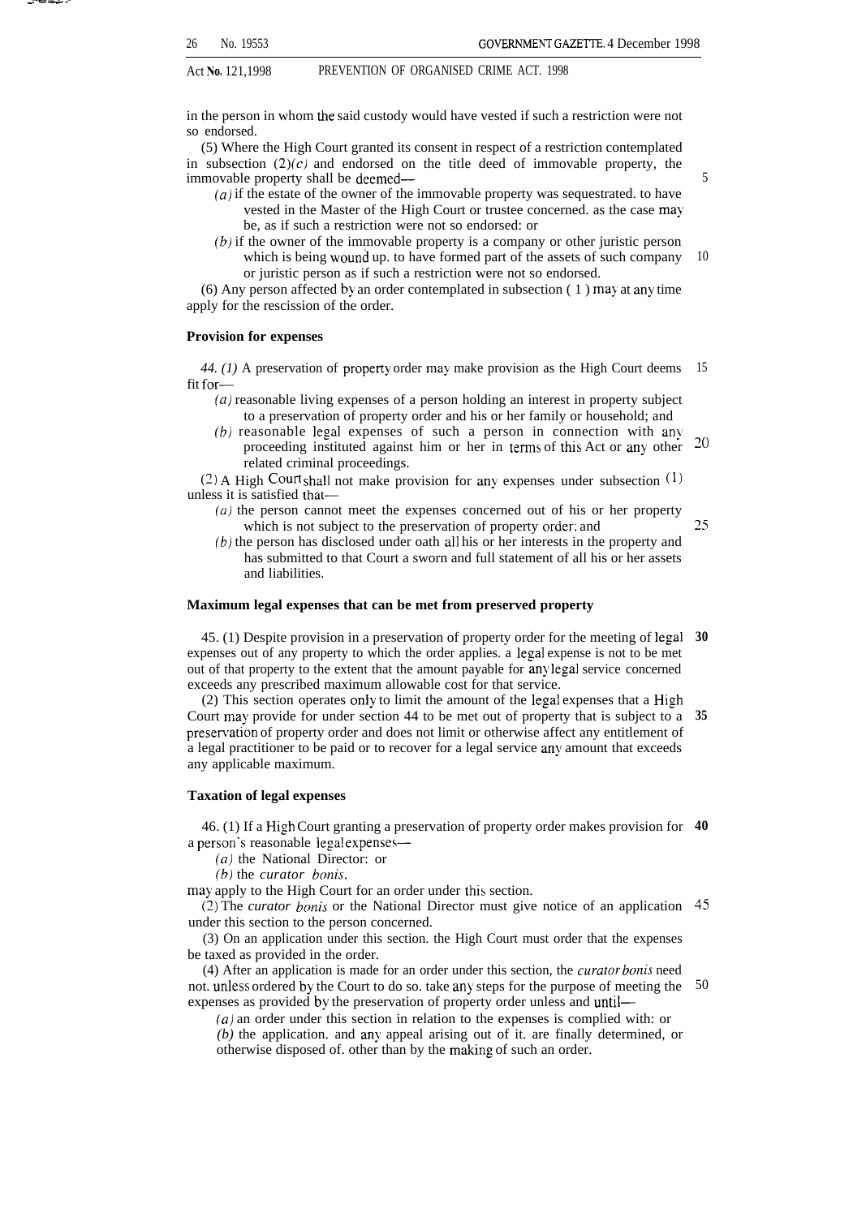in the person in whom the said custody would have vested if such a restriction were not so endorsed.

(5) Where the High Court granted its consent in respect of a restriction contemplated in subsection (2)*(c)* and endorsed on the title deed of immovable property, the immovable property shall be deemed—

*(a)* if the estate of the owner of the immovable property was sequestrated. to have vested in the Master of the High Court or trustee concerned. as the case may be, as if such a restriction were not so endorsed: or

*(b)* if the owner of the immovable property is a company or other juristic person which is being wound up. to have formed part of the assets of such company or juristic person as if such a restriction were not so endorsed.

(6) Any person affected by an order contemplated in subsection (1) may at any time apply for the rescission of the order.

**Provision for expenses**

*44. (1)* A preservation of property order may make provision as the High Court deems fit for—

*(a)* reasonable living expenses of a person holding an interest in property subject to a preservation of property order and his or her family or household; and

*(b)* reasonable legal expenses of such a person in connection with any proceeding instituted against him or her in terms of this Act or any other related criminal proceedings.

(2) A High Court shall not make provision for any expenses under subsection (1) unless it is satisfied that—

*(a)* the person cannot meet the expenses concerned out of his or her property which is not subject to the preservation of property order; and

*(b)* the person has disclosed under oath all his or her interests in the property and has submitted to that Court a sworn and full statement of all his or her assets and liabilities.

**Maximum legal expenses that can be met from preserved property**

45. (1) Despite provision in a preservation of property order for the meeting of legal expenses out of any property to which the order applies. a legal expense is not to be met out of that property to the extent that the amount payable for any legal service concerned exceeds any prescribed maximum allowable cost for that service.

(2) This section operates only to limit the amount of the legal expenses that a High Court may provide for under section 44 to be met out of property that is subject to a preservation of property order and does not limit or otherwise affect any entitlement of a legal practitioner to be paid or to recover for a legal service any amount that exceeds any applicable maximum.

**Taxation of legal expenses**

46. (1) If a High Court granting a preservation of property order makes provision for a person's reasonable legal expenses—

*(a)* the National Director: or

*(b)* the *curator bonis*.

may apply to the High Court for an order under this section.

(2) The *curator bonis* or the National Director must give notice of an application under this section to the person concerned.

(3) On an application under this section. the High Court must order that the expenses be taxed as provided in the order.

(4) After an application is made for an order under this section, the *curator bonis* need not. unless ordered by the Court to do so. take any steps for the purpose of meeting the expenses as provided by the preservation of property order unless and until—

*(a)* an order under this section in relation to the expenses is complied with: or

*(b)* the application. and any appeal arising out of it. are finally determined, or otherwise disposed of. other than by the making of such an order.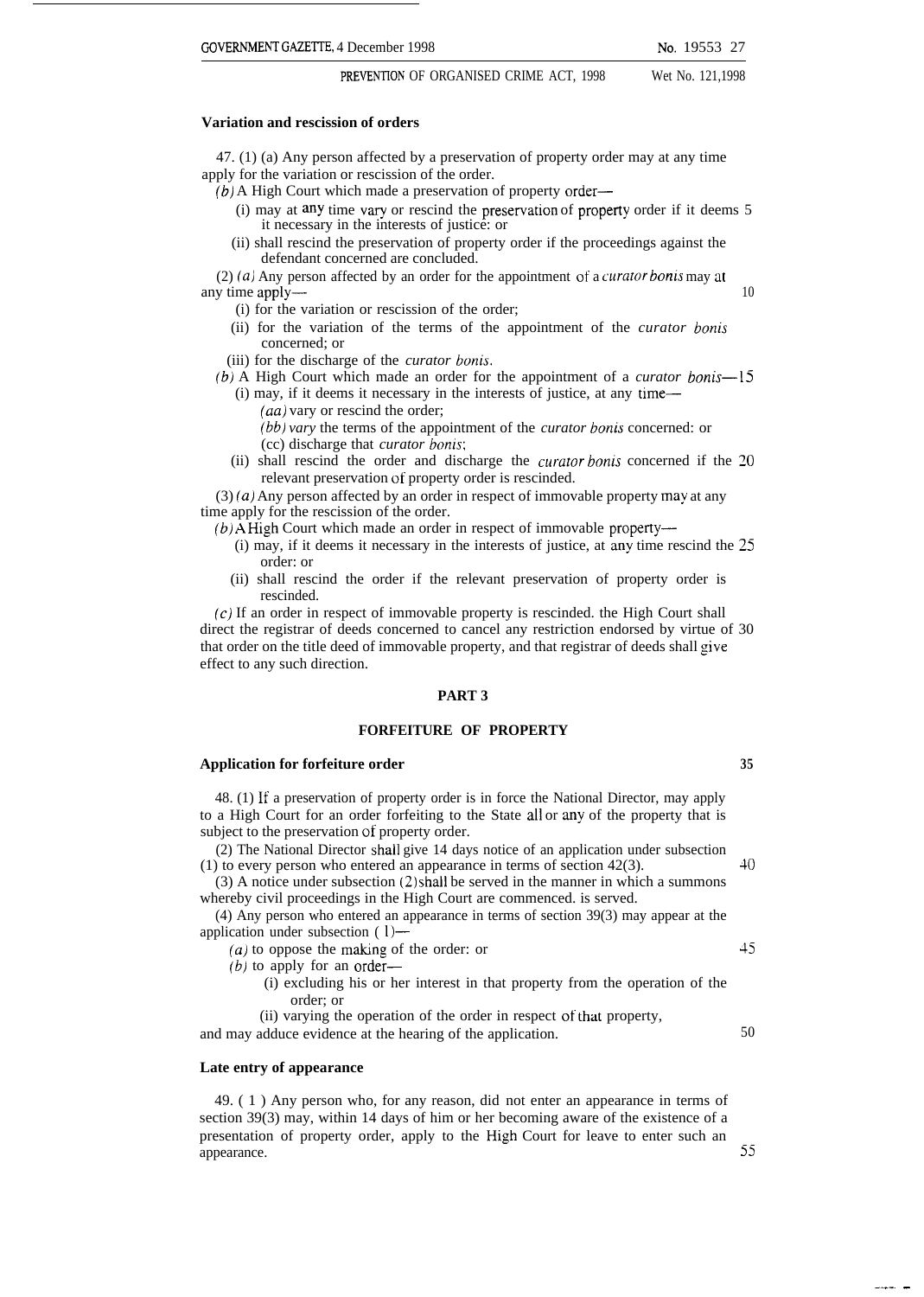**Variation and rescission of orders**

47. (1) (a) Any person affected by a preservation of property order may at any time apply for the variation or rescission of the order.

*(b)* A High Court which made a preservation of property order—

(i) may at any time vary or rescind the preservation of property order if it deems it necessary in the interests of justice: or

(ii) shall rescind the preservation of property order if the proceedings against the defendant concerned are concluded.

(2) *(a)* Any person affected by an order for the appointment of a *curator bonis* may at any time apply—

(i) for the variation or rescission of the order;

(ii) for the variation of the terms of the appointment of the *curator bonis* concerned; or

(iii) for the discharge of the *curator bonis*.

*(b)* A High Court which made an order for the appointment of a *curator bonis*—

(i) may, if it deems it necessary in the interests of justice, at any time—

*(aa)* vary or rescind the order;

*(bb)* vary the terms of the appointment of the *curator bonis* concerned: or

(cc) discharge that *curator bonis*;

(ii) shall rescind the order and discharge the *curator bonis* concerned if the relevant preservation of property order is rescinded.

(3) *(a)* Any person affected by an order in respect of immovable property may at any time apply for the rescission of the order.

*(b)* A High Court which made an order in respect of immovable property—

(i) may, if it deems it necessary in the interests of justice, at any time rescind the order: or

(ii) shall rescind the order if the relevant preservation of property order is rescinded.

*(c)* If an order in respect of immovable property is rescinded. the High Court shall direct the registrar of deeds concerned to cancel any restriction endorsed by virtue of that order on the title deed of immovable property, and that registrar of deeds shall give effect to any such direction.

## PART 3

## FORFEITURE OF PROPERTY

**Application for forfeiture order**

48. (1) If a preservation of property order is in force the National Director, may apply to a High Court for an order forfeiting to the State all or any of the property that is subject to the preservation of property order.

(2) The National Director shall give 14 days notice of an application under subsection (1) to every person who entered an appearance in terms of section 42(3).

(3) A notice under subsection (2) shall be served in the manner in which a summons whereby civil proceedings in the High Court are commenced. is served.

(4) Any person who entered an appearance in terms of section 39(3) may appear at the application under subsection (1)—

*(a)* to oppose the making of the order: or

*(b)* to apply for an order—

(i) excluding his or her interest in that property from the operation of the order; or

(ii) varying the operation of the order in respect of that property,

and may adduce evidence at the hearing of the application.

**Late entry of appearance**

49. (1) Any person who, for any reason, did not enter an appearance in terms of section 39(3) may, within 14 days of him or her becoming aware of the existence of a presentation of property order, apply to the High Court for leave to enter such an appearance.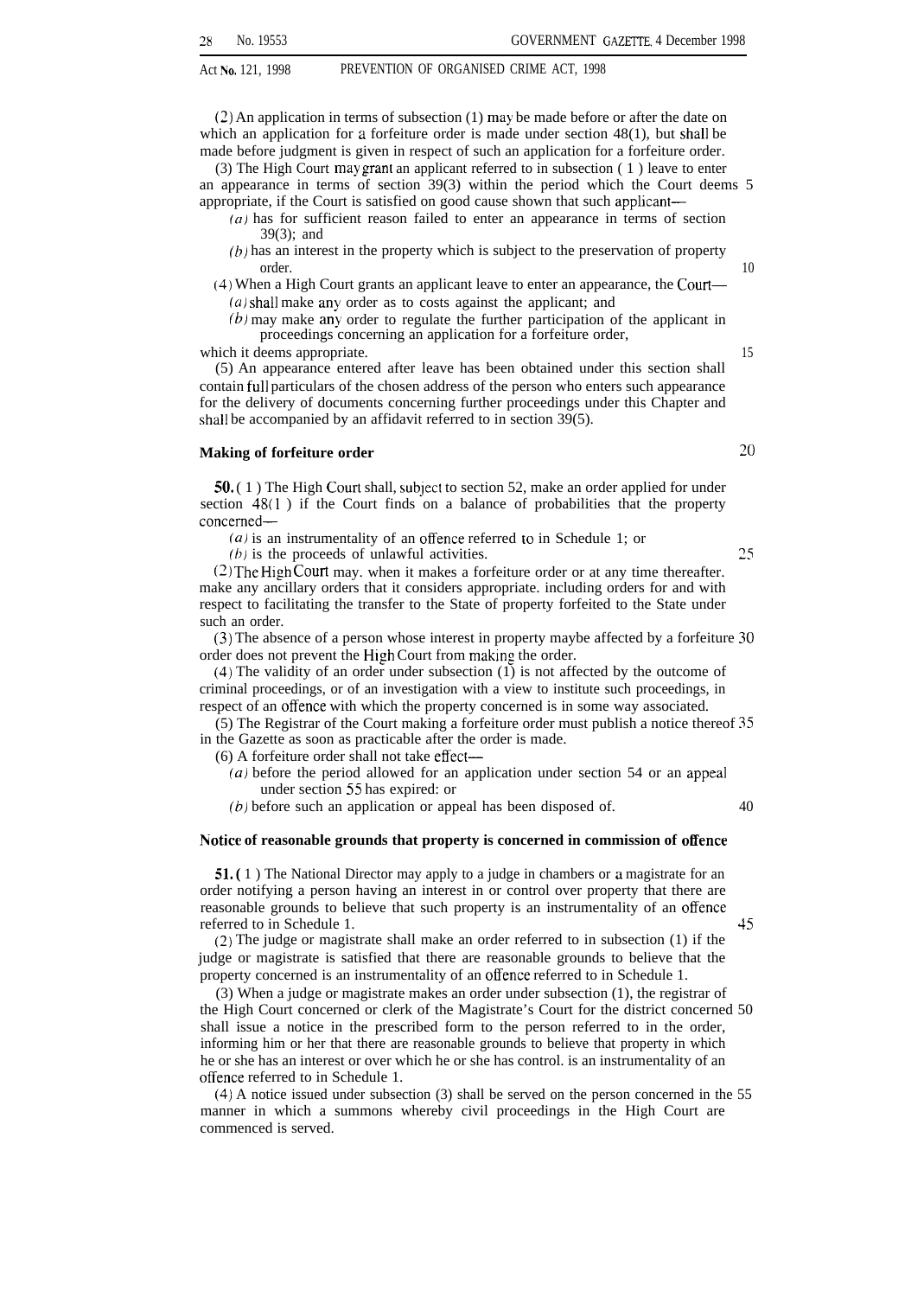(2) An application in terms of subsection (1) may be made before or after the date on which an application for a forfeiture order is made under section 48(1), but shall be made before judgment is given in respect of such an application for a forfeiture order.

(3) The High Court may grant an applicant referred to in subsection (1) leave to enter an appearance in terms of section 39(3) within the period which the Court deems appropriate, if the Court is satisfied on good cause shown that such applicant—

*(a)* has for sufficient reason failed to enter an appearance in terms of section 39(3); and

*(b)* has an interest in the property which is subject to the preservation of property order.

(4) When a High Court grants an applicant leave to enter an appearance, the Court—

*(a)* shall make any order as to costs against the applicant; and

*(b)* may make any order to regulate the further participation of the applicant in proceedings concerning an application for a forfeiture order,

which it deems appropriate.

(5) An appearance entered after leave has been obtained under this section shall contain full particulars of the chosen address of the person who enters such appearance for the delivery of documents concerning further proceedings under this Chapter and shall be accompanied by an affidavit referred to in section 39(5).

**Making of forfeiture order**

**50.** (1) The High Court shall, subject to section 52, make an order applied for under section 48(1) if the Court finds on a balance of probabilities that the property concerned—

*(a)* is an instrumentality of an offence referred to in Schedule 1; or

*(b)* is the proceeds of unlawful activities.

(2) The High Court may. when it makes a forfeiture order or at any time thereafter. make any ancillary orders that it considers appropriate. including orders for and with respect to facilitating the transfer to the State of property forfeited to the State under such an order.

(3) The absence of a person whose interest in property maybe affected by a forfeiture order does not prevent the High Court from making the order.

(4) The validity of an order under subsection (1) is not affected by the outcome of criminal proceedings, or of an investigation with a view to institute such proceedings, in respect of an offence with which the property concerned is in some way associated.

(5) The Registrar of the Court making a forfeiture order must publish a notice thereof in the Gazette as soon as practicable after the order is made.

(6) A forfeiture order shall not take effect—

*(a)* before the period allowed for an application under section 54 or an appeal under section 55 has expired: or

*(b)* before such an application or appeal has been disposed of.

**Notice of reasonable grounds that property is concerned in commission of offence**

**51.** (1) The National Director may apply to a judge in chambers or a magistrate for an order notifying a person having an interest in or control over property that there are reasonable grounds to believe that such property is an instrumentality of an offence referred to in Schedule 1.

(2) The judge or magistrate shall make an order referred to in subsection (1) if the judge or magistrate is satisfied that there are reasonable grounds to believe that the property concerned is an instrumentality of an offence referred to in Schedule 1.

(3) When a judge or magistrate makes an order under subsection (1), the registrar of the High Court concerned or clerk of the Magistrate's Court for the district concerned shall issue a notice in the prescribed form to the person referred to in the order, informing him or her that there are reasonable grounds to believe that property in which he or she has an interest or over which he or she has control. is an instrumentality of an offence referred to in Schedule 1.

(4) A notice issued under subsection (3) shall be served on the person concerned in the manner in which a summons whereby civil proceedings in the High Court are commenced is served.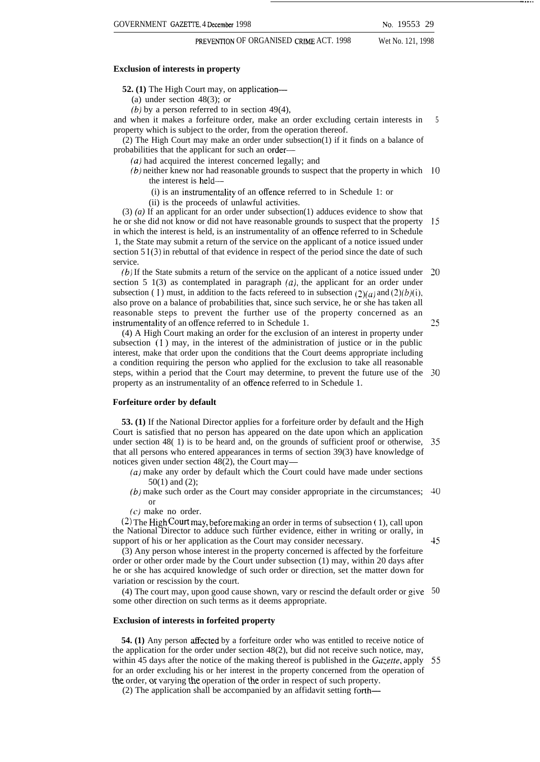### Exclusion of interests in property

**52. (1)** The High Court may, on application—

(a) under section 48(3); or

*(b)* by a person referred to in section 49(4),

and when it makes a forfeiture order, make an order excluding certain interests in property which is subject to the order, from the operation thereof.

(2) The High Court may make an order under subsection(1) if it finds on a balance of probabilities that the applicant for such an order—

*(a)* had acquired the interest concerned legally; and

*(b)* neither knew nor had reasonable grounds to suspect that the property in which the interest is held—

(i) is an instrumentality of an offence referred to in Schedule 1: or

(ii) is the proceeds of unlawful activities.

(3) *(a)* If an applicant for an order under subsection(1) adduces evidence to show that he or she did not know or did not have reasonable grounds to suspect that the property in which the interest is held, is an instrumentality of an offence referred to in Schedule 1, the State may submit a return of the service on the applicant of a notice issued under section 51(3) in rebuttal of that evidence in respect of the period since the date of such service.

*(b)* If the State submits a return of the service on the applicant of a notice issued under section 51(3) as contemplated in paragraph *(a)*, the applicant for an order under subsection (1) must, in addition to the facts refereed to in subsection (2)*(a)* and (2)*(b)*(i), also prove on a balance of probabilities that, since such service, he or she has taken all reasonable steps to prevent the further use of the property concerned as an instrumentality of an offence referred to in Schedule 1.

(4) A High Court making an order for the exclusion of an interest in property under subsection (1) may, in the interest of the administration of justice or in the public interest, make that order upon the conditions that the Court deems appropriate including a condition requiring the person who applied for the exclusion to take all reasonable steps, within a period that the Court may determine, to prevent the future use of the property as an instrumentality of an offence referred to in Schedule 1.

### Forfeiture order by default

**53. (1)** If the National Director applies for a forfeiture order by default and the High Court is satisfied that no person has appeared on the date upon which an application under section 48(1) is to be heard and, on the grounds of sufficient proof or otherwise, that all persons who entered appearances in terms of section 39(3) have knowledge of notices given under section 48(2), the Court may—

*(a)* make any order by default which the Court could have made under sections 50(1) and (2);

*(b)* make such order as the Court may consider appropriate in the circumstances; or

*(c)* make no order.

(2) The High Court may, before making an order in terms of subsection (1), call upon the National Director to adduce such further evidence, either in writing or orally, in support of his or her application as the Court may consider necessary.

(3) Any person whose interest in the property concerned is affected by the forfeiture order or other order made by the Court under subsection (1) may, within 20 days after he or she has acquired knowledge of such order or direction, set the matter down for variation or rescission by the court.

(4) The court may, upon good cause shown, vary or rescind the default order or give some other direction on such terms as it deems appropriate.

### Exclusion of interests in forfeited property

**54. (1)** Any person affected by a forfeiture order who was entitled to receive notice of the application for the order under section 48(2), but did not receive such notice, may, within 45 days after the notice of the making thereof is published in the *Gazette*, apply for an order excluding his or her interest in the property concerned from the operation of the order, or varying the operation of the order in respect of such property.

(2) The application shall be accompanied by an affidavit setting forth—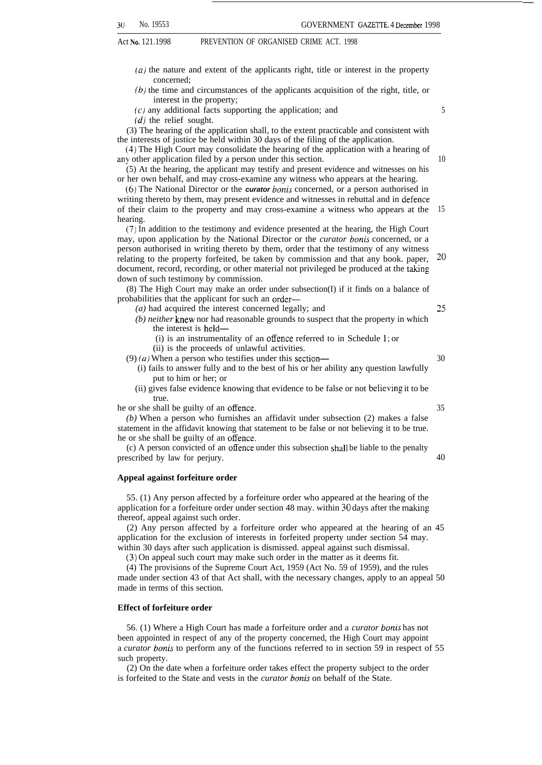(*a*) the nature and extent of the applicants right, title or interest in the property concerned;

(*b*) the time and circumstances of the applicants acquisition of the right, title, or interest in the property;

(*c*) any additional facts supporting the application; and

(*d*) the relief sought.

(3) The hearing of the application shall, to the extent practicable and consistent with the interests of justice be held within 30 days of the filing of the application.

(4) The High Court may consolidate the hearing of the application with a hearing of any other application filed by a person under this section.

(5) At the hearing, the applicant may testify and present evidence and witnesses on his or her own behalf, and may cross-examine any witness who appears at the hearing.

(6) The National Director or the *curator bonis* concerned, or a person authorised in writing thereto by them, may present evidence and witnesses in rebuttal and in defence of their claim to the property and may cross-examine a witness who appears at the hearing.

(7) In addition to the testimony and evidence presented at the hearing, the High Court may, upon application by the National Director or the *curator bonis* concerned, or a person authorised in writing thereto by them, order that the testimony of any witness relating to the property forfeited, be taken by commission and that any book. paper, document, record, recording, or other material not privileged be produced at the taking down of such testimony by commission.

(8) The High Court may make an order under subsection(I) if it finds on a balance of probabilities that the applicant for such an order—

(*a*) had acquired the interest concerned legally; and

(*b*) *neither* knew nor had reasonable grounds to suspect that the property in which the interest is held—

(i) is an instrumentality of an offence referred to in Schedule 1; or

(ii) is the proceeds of unlawful activities.

(9) (*a*) When a person who testifies under this section—

(i) fails to answer fully and to the best of his or her ability any question lawfully put to him or her; or

(ii) gives false evidence knowing that evidence to be false or not believing it to be true.

he or she shall be guilty of an offence.

(*b*) When a person who furnishes an affidavit under subsection (2) makes a false statement in the affidavit knowing that statement to be false or not believing it to be true. he or she shall be guilty of an offence.

(c) A person convicted of an offence under this subsection shall be liable to the penalty prescribed by law for perjury.

**Appeal against forfeiture order**

55. (1) Any person affected by a forfeiture order who appeared at the hearing of the application for a forfeiture order under section 48 may. within 30 days after the making thereof, appeal against such order.

(2) Any person affected by a forfeiture order who appeared at the hearing of an application for the exclusion of interests in forfeited property under section 54 may. within 30 days after such application is dismissed. appeal against such dismissal.

(3) On appeal such court may make such order in the matter as it deems fit.

(4) The provisions of the Supreme Court Act, 1959 (Act No. 59 of 1959), and the rules made under section 43 of that Act shall, with the necessary changes, apply to an appeal made in terms of this section.

**Effect of forfeiture order**

56. (1) Where a High Court has made a forfeiture order and a *curator bonis* has not been appointed in respect of any of the property concerned, the High Court may appoint a *curator bonis* to perform any of the functions referred to in section 59 in respect of such property.

(2) On the date when a forfeiture order takes effect the property subject to the order is forfeited to the State and vests in the *curator bonis* on behalf of the State.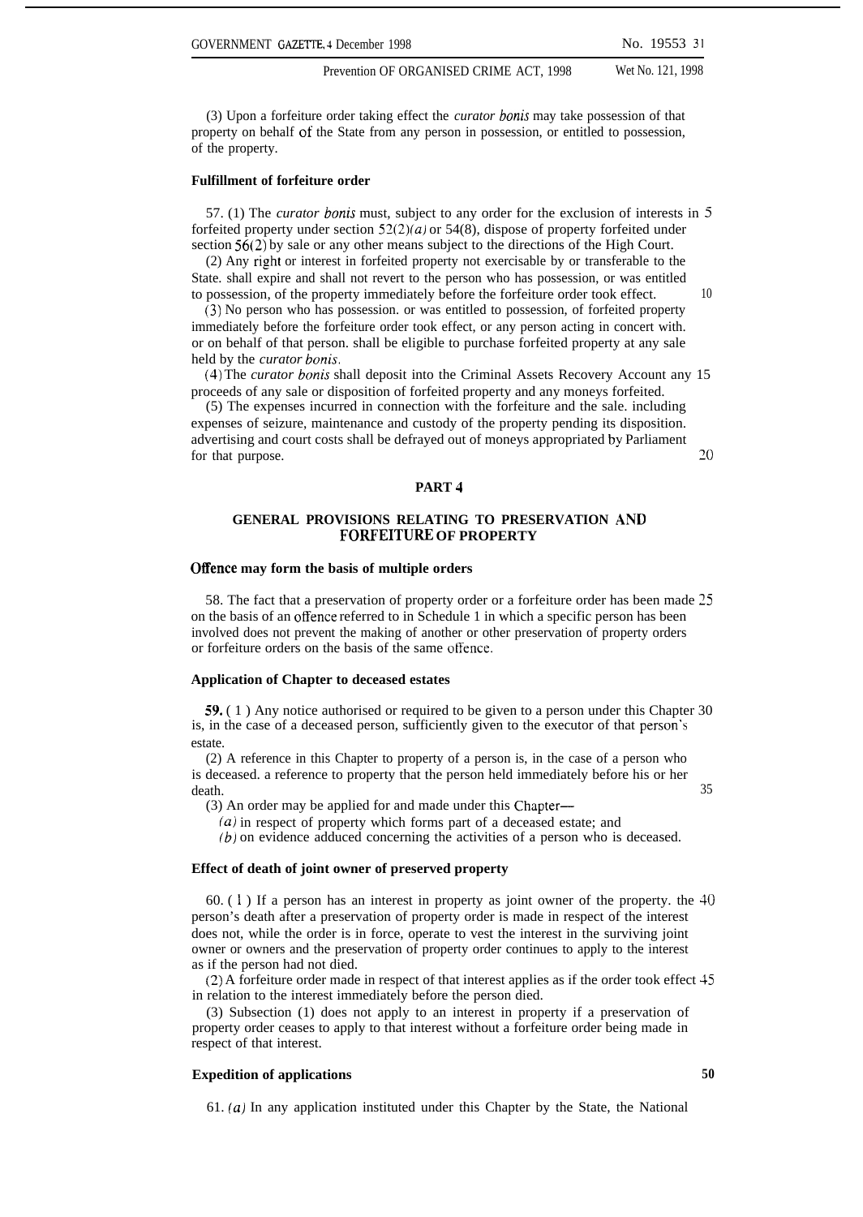(3) Upon a forfeiture order taking effect the *curator bonis* may take possession of that property on behalf of the State from any person in possession, or entitled to possession, of the property.

**Fulfillment of forfeiture order**

57. (1) The *curator bonis* must, subject to any order for the exclusion of interests in forfeited property under section 52(2)*(a)* or 54(8), dispose of property forfeited under section 56(2) by sale or any other means subject to the directions of the High Court.

(2) Any right or interest in forfeited property not exercisable by or transferable to the State. shall expire and shall not revert to the person who has possession, or was entitled to possession, of the property immediately before the forfeiture order took effect.

(3) No person who has possession. or was entitled to possession, of forfeited property immediately before the forfeiture order took effect, or any person acting in concert with. or on behalf of that person. shall be eligible to purchase forfeited property at any sale held by the *curator bonis*.

(4) The *curator bonis* shall deposit into the Criminal Assets Recovery Account any proceeds of any sale or disposition of forfeited property and any moneys forfeited.

(5) The expenses incurred in connection with the forfeiture and the sale. including expenses of seizure, maintenance and custody of the property pending its disposition. advertising and court costs shall be defrayed out of moneys appropriated by Parliament for that purpose.

## PART 4

## GENERAL PROVISIONS RELATING TO PRESERVATION AND FORFEITURE OF PROPERTY

**Offence may form the basis of multiple orders**

58. The fact that a preservation of property order or a forfeiture order has been made on the basis of an offence referred to in Schedule 1 in which a specific person has been involved does not prevent the making of another or other preservation of property orders or forfeiture orders on the basis of the same offence.

**Application of Chapter to deceased estates**

**59.** (1) Any notice authorised or required to be given to a person under this Chapter is, in the case of a deceased person, sufficiently given to the executor of that person's estate.

(2) A reference in this Chapter to property of a person is, in the case of a person who is deceased. a reference to property that the person held immediately before his or her death.

(3) An order may be applied for and made under this Chapter—

*(a)* in respect of property which forms part of a deceased estate; and

*(b)* on evidence adduced concerning the activities of a person who is deceased.

**Effect of death of joint owner of preserved property**

60. (1) If a person has an interest in property as joint owner of the property. the person's death after a preservation of property order is made in respect of the interest does not, while the order is in force, operate to vest the interest in the surviving joint owner or owners and the preservation of property order continues to apply to the interest as if the person had not died.

(2) A forfeiture order made in respect of that interest applies as if the order took effect in relation to the interest immediately before the person died.

(3) Subsection (1) does not apply to an interest in property if a preservation of property order ceases to apply to that interest without a forfeiture order being made in respect of that interest.

**Expedition of applications**

61. *(a)* In any application instituted under this Chapter by the State, the National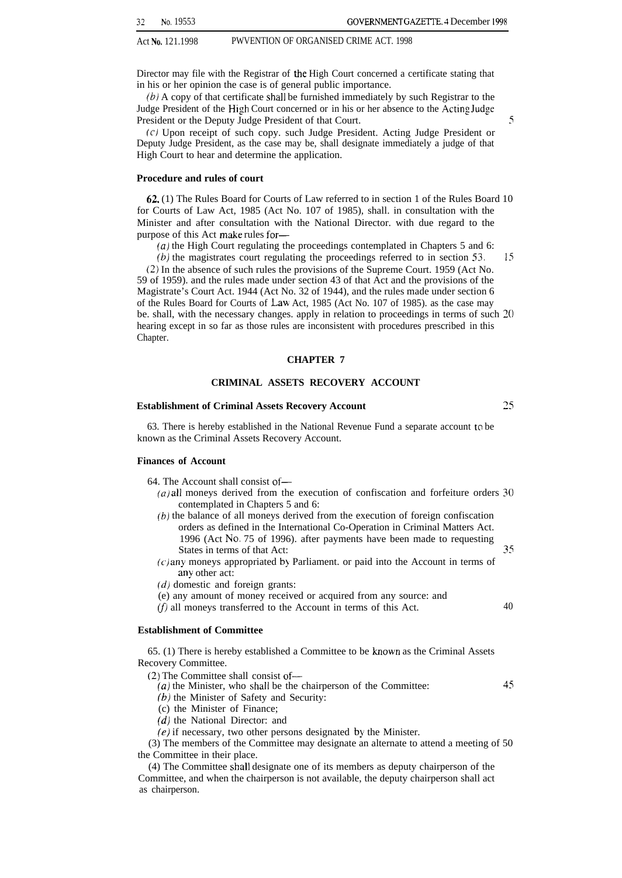Director may file with the Registrar of the High Court concerned a certificate stating that in his or her opinion the case is of general public importance.

(b) A copy of that certificate shall be furnished immediately by such Registrar to the Judge President of the High Court concerned or in his or her absence to the Acting Judge President or the Deputy Judge President of that Court.

(c) Upon receipt of such copy. such Judge President. Acting Judge President or Deputy Judge President, as the case may be, shall designate immediately a judge of that High Court to hear and determine the application.

**Procedure and rules of court**

**62.** (1) The Rules Board for Courts of Law referred to in section 1 of the Rules Board for Courts of Law Act, 1985 (Act No. 107 of 1985), shall. in consultation with the Minister and after consultation with the National Director. with due regard to the purpose of this Act make rules for—

(a) the High Court regulating the proceedings contemplated in Chapters 5 and 6:

(b) the magistrates court regulating the proceedings referred to in section 53.

(2) In the absence of such rules the provisions of the Supreme Court. 1959 (Act No. 59 of 1959). and the rules made under section 43 of that Act and the provisions of the Magistrate's Court Act. 1944 (Act No. 32 of 1944), and the rules made under section 6 of the Rules Board for Courts of Law Act, 1985 (Act No. 107 of 1985). as the case may be. shall, with the necessary changes. apply in relation to proceedings in terms of such hearing except in so far as those rules are inconsistent with procedures prescribed in this Chapter.

## CHAPTER 7

## CRIMINAL ASSETS RECOVERY ACCOUNT

**Establishment of Criminal Assets Recovery Account**

63. There is hereby established in the National Revenue Fund a separate account to be known as the Criminal Assets Recovery Account.

**Finances of Account**

64. The Account shall consist of—

(a) all moneys derived from the execution of confiscation and forfeiture orders contemplated in Chapters 5 and 6:

(b) the balance of all moneys derived from the execution of foreign confiscation orders as defined in the International Co-Operation in Criminal Matters Act. 1996 (Act No. 75 of 1996). after payments have been made to requesting States in terms of that Act:

(c) any moneys appropriated by Parliament. or paid into the Account in terms of any other act:

(d) domestic and foreign grants:

(e) any amount of money received or acquired from any source: and

(f) all moneys transferred to the Account in terms of this Act.

**Establishment of Committee**

65. (1) There is hereby established a Committee to be known as the Criminal Assets Recovery Committee.

(2) The Committee shall consist of—

(a) the Minister, who shall be the chairperson of the Committee:

(b) the Minister of Safety and Security:

(c) the Minister of Finance;

(d) the National Director: and

(e) if necessary, two other persons designated by the Minister.

(3) The members of the Committee may designate an alternate to attend a meeting of the Committee in their place.

(4) The Committee shall designate one of its members as deputy chairperson of the Committee, and when the chairperson is not available, the deputy chairperson shall act as chairperson.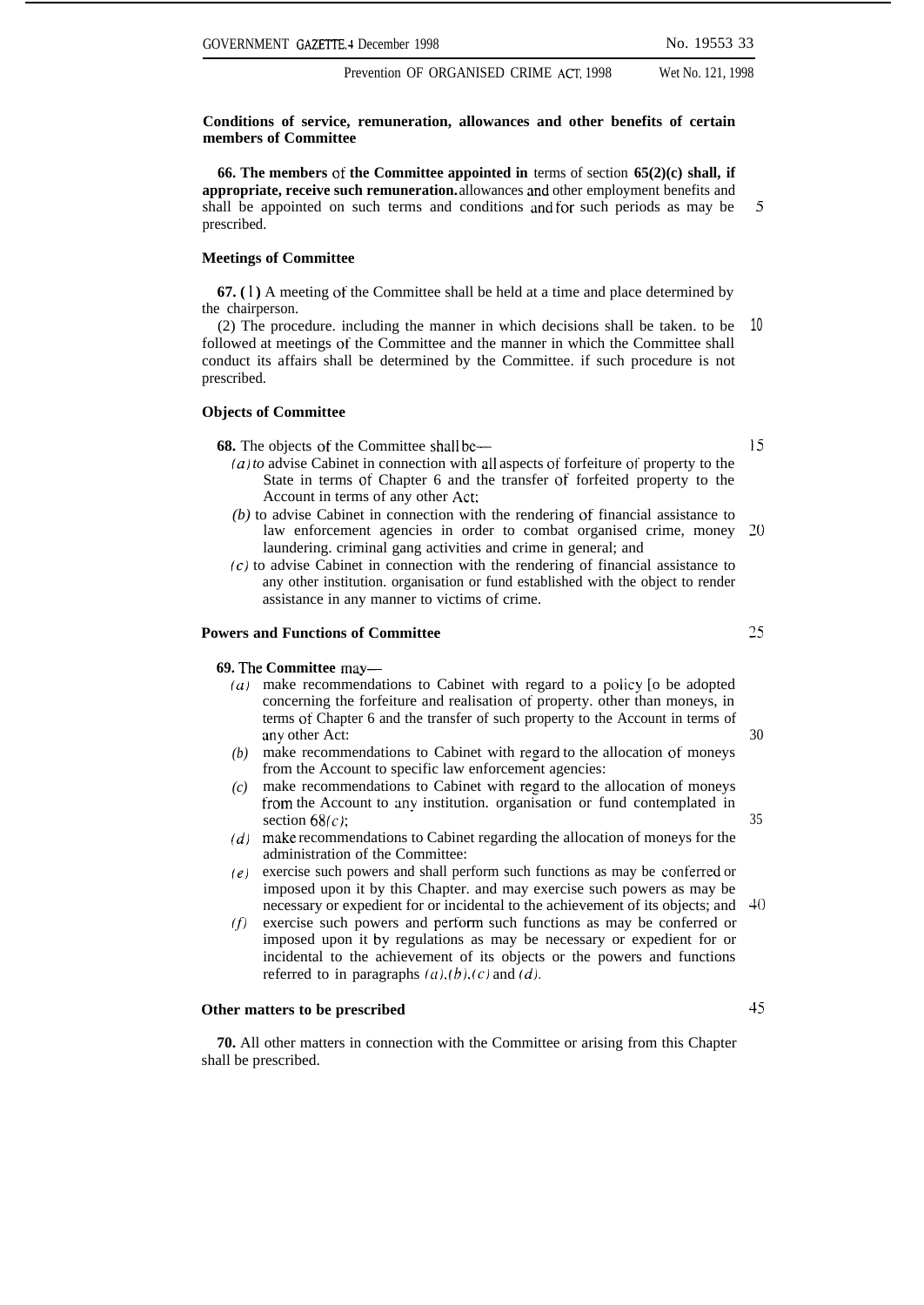**Conditions of service, remuneration, allowances and other benefits of certain members of Committee**

**66. The members of the Committee appointed in** terms of section **65(2)(c) shall, if appropriate, receive such remuneration.** allowances and other employment benefits and shall be appointed on such terms and conditions and for such periods as may be prescribed.

**Meetings of Committee**

**67. (1)** A meeting of the Committee shall be held at a time and place determined by the chairperson.

(2) The procedure. including the manner in which decisions shall be taken. to be followed at meetings of the Committee and the manner in which the Committee shall conduct its affairs shall be determined by the Committee. if such procedure is not prescribed.

**Objects of Committee**

**68.** The objects of the Committee shall be—

*(a)* to advise Cabinet in connection with all aspects of forfeiture of property to the State in terms of Chapter 6 and the transfer of forfeited property to the Account in terms of any other Act;

*(b)* to advise Cabinet in connection with the rendering of financial assistance to law enforcement agencies in order to combat organised crime, money laundering. criminal gang activities and crime in general; and

*(c)* to advise Cabinet in connection with the rendering of financial assistance to any other institution. organisation or fund established with the object to render assistance in any manner to victims of crime.

**Powers and Functions of Committee**

**69. The Committee** may—

*(a)* make recommendations to Cabinet with regard to a policy to be adopted concerning the forfeiture and realisation of property. other than moneys, in terms of Chapter 6 and the transfer of such property to the Account in terms of any other Act:

*(b)* make recommendations to Cabinet with regard to the allocation of moneys from the Account to specific law enforcement agencies:

*(c)* make recommendations to Cabinet with regard to the allocation of moneys from the Account to any institution. organisation or fund contemplated in section 68*(c)*;

*(d)* make recommendations to Cabinet regarding the allocation of moneys for the administration of the Committee:

*(e)* exercise such powers and shall perform such functions as may be conferred or imposed upon it by this Chapter. and may exercise such powers as may be necessary or expedient for or incidental to the achievement of its objects; and

*(f)* exercise such powers and perform such functions as may be conferred or imposed upon it by regulations as may be necessary or expedient for or incidental to the achievement of its objects or the powers and functions referred to in paragraphs *(a)*,*(b)*,*(c)* and *(d)*.

**Other matters to be prescribed**

**70.** All other matters in connection with the Committee or arising from this Chapter shall be prescribed.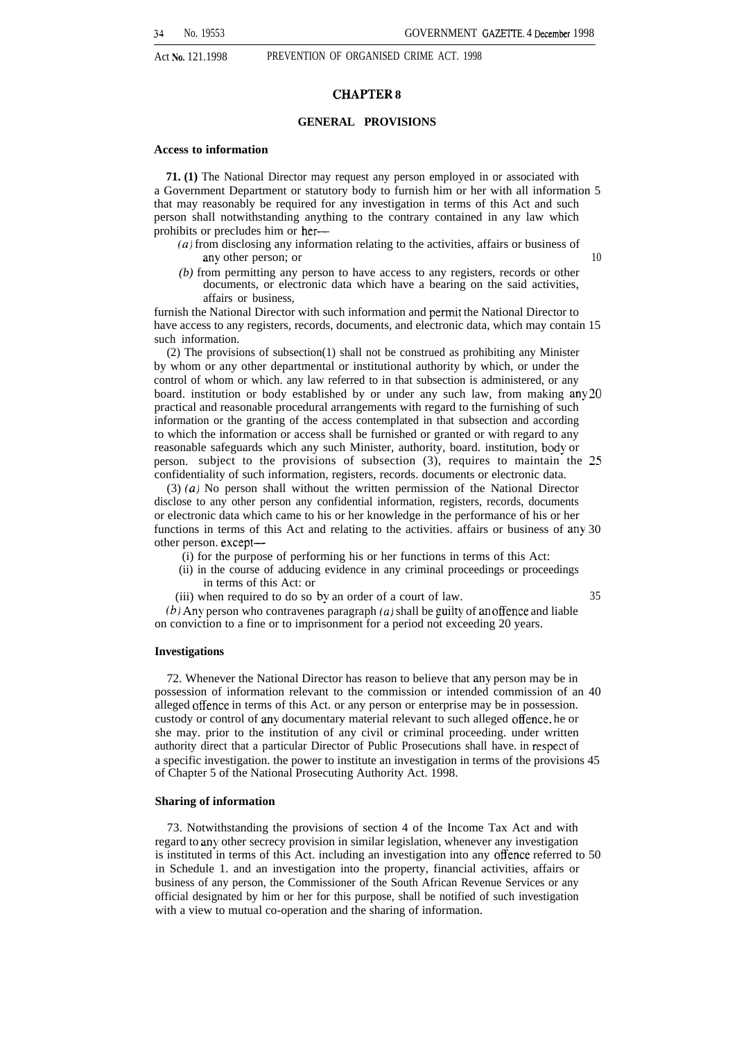## CHAPTER 8

### GENERAL PROVISIONS

**Access to information**

**71. (1)** The National Director may request any person employed in or associated with a Government Department or statutory body to furnish him or her with all information that may reasonably be required for any investigation in terms of this Act and such person shall notwithstanding anything to the contrary contained in any law which prohibits or precludes him or her—

*(a)* from disclosing any information relating to the activities, affairs or business of any other person; or

*(b)* from permitting any person to have access to any registers, records or other documents, or electronic data which have a bearing on the said activities, affairs or business,

furnish the National Director with such information and permit the National Director to have access to any registers, records, documents, and electronic data, which may contain such information.

(2) The provisions of subsection(1) shall not be construed as prohibiting any Minister by whom or any other departmental or institutional authority by which, or under the control of whom or which. any law referred to in that subsection is administered, or any board. institution or body established by or under any such law, from making any practical and reasonable procedural arrangements with regard to the furnishing of such information or the granting of the access contemplated in that subsection and according to which the information or access shall be furnished or granted or with regard to any reasonable safeguards which any such Minister, authority, board. institution, body or person. subject to the provisions of subsection (3), requires to maintain the confidentiality of such information, registers, records. documents or electronic data.

(3) *(a)* No person shall without the written permission of the National Director disclose to any other person any confidential information, registers, records, documents or electronic data which came to his or her knowledge in the performance of his or her functions in terms of this Act and relating to the activities. affairs or business of any other person. except—

(i) for the purpose of performing his or her functions in terms of this Act:

(ii) in the course of adducing evidence in any criminal proceedings or proceedings in terms of this Act: or

(iii) when required to do so by an order of a court of law.

*(b)* Any person who contravenes paragraph *(a)* shall be guilty of an offence and liable on conviction to a fine or to imprisonment for a period not exceeding 20 years.

**Investigations**

72. Whenever the National Director has reason to believe that any person may be in possession of information relevant to the commission or intended commission of an alleged offence in terms of this Act. or any person or enterprise may be in possession. custody or control of any documentary material relevant to such alleged offence, he or she may. prior to the institution of any civil or criminal proceeding. under written authority direct that a particular Director of Public Prosecutions shall have. in respect of a specific investigation. the power to institute an investigation in terms of the provisions of Chapter 5 of the National Prosecuting Authority Act. 1998.

**Sharing of information**

73. Notwithstanding the provisions of section 4 of the Income Tax Act and with regard to any other secrecy provision in similar legislation, whenever any investigation is instituted in terms of this Act. including an investigation into any offence referred to in Schedule 1. and an investigation into the property, financial activities, affairs or business of any person, the Commissioner of the South African Revenue Services or any official designated by him or her for this purpose, shall be notified of such investigation with a view to mutual co-operation and the sharing of information.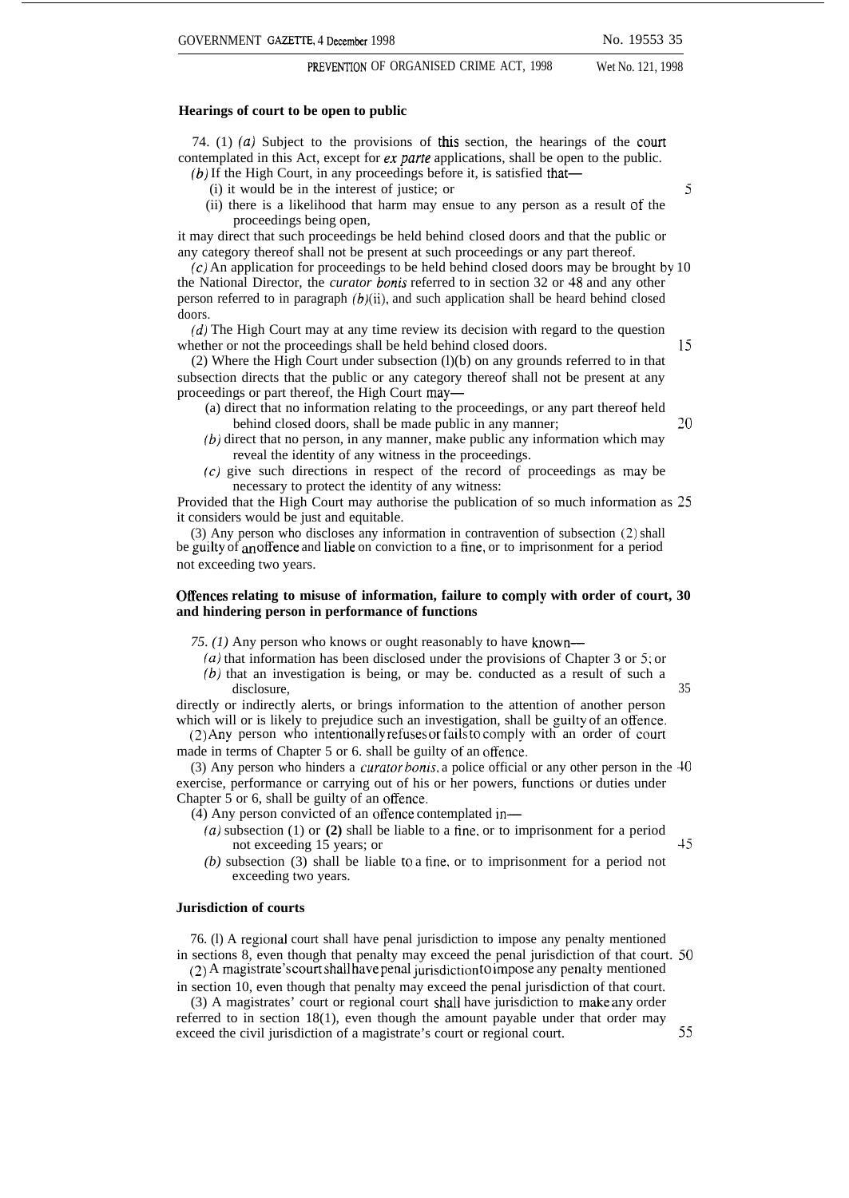### Hearings of court to be open to public

74. (1) *(a)* Subject to the provisions of this section, the hearings of the court contemplated in this Act, except for *ex parte* applications, shall be open to the public.

*(b)* If the High Court, in any proceedings before it, is satisfied that—

(i) it would be in the interest of justice; or

(ii) there is a likelihood that harm may ensue to any person as a result of the proceedings being open,

it may direct that such proceedings be held behind closed doors and that the public or any category thereof shall not be present at such proceedings or any part thereof.

*(c)* An application for proceedings to be held behind closed doors may be brought by the National Director, the *curator bonis* referred to in section 32 or 48 and any other person referred to in paragraph *(b)*(ii), and such application shall be heard behind closed doors.

*(d)* The High Court may at any time review its decision with regard to the question whether or not the proceedings shall be held behind closed doors.

(2) Where the High Court under subsection (l)(b) on any grounds referred to in that subsection directs that the public or any category thereof shall not be present at any proceedings or part thereof, the High Court may—

(a) direct that no information relating to the proceedings, or any part thereof held behind closed doors, shall be made public in any manner;

*(b)* direct that no person, in any manner, make public any information which may reveal the identity of any witness in the proceedings.

*(c)* give such directions in respect of the record of proceedings as may be necessary to protect the identity of any witness:

Provided that the High Court may authorise the publication of so much information as it considers would be just and equitable.

(3) Any person who discloses any information in contravention of subsection (2) shall be guilty of an offence and liable on conviction to a fine, or to imprisonment for a period not exceeding two years.

### Offences relating to misuse of information, failure to comply with order of court, and hindering person in performance of functions

75. *(1)* Any person who knows or ought reasonably to have known—

*(a)* that information has been disclosed under the provisions of Chapter 3 or 5; or

*(b)* that an investigation is being, or may be. conducted as a result of such a disclosure,

directly or indirectly alerts, or brings information to the attention of another person which will or is likely to prejudice such an investigation, shall be guilty of an offence.

(2) Any person who intentionally refuses or fails to comply with an order of court made in terms of Chapter 5 or 6. shall be guilty of an offence.

(3) Any person who hinders a *curator bonis*, a police official or any other person in the exercise, performance or carrying out of his or her powers, functions or duties under Chapter 5 or 6, shall be guilty of an offence.

(4) Any person convicted of an offence contemplated in—

*(a)* subsection (1) or **(2)** shall be liable to a fine, or to imprisonment for a period not exceeding 15 years; or

*(b)* subsection (3) shall be liable to a fine, or to imprisonment for a period not exceeding two years.

### Jurisdiction of courts

76. (l) A regional court shall have penal jurisdiction to impose any penalty mentioned in sections 8, even though that penalty may exceed the penal jurisdiction of that court.

(2) A magistrate's court shall have penal jurisdiction to impose any penalty mentioned in section 10, even though that penalty may exceed the penal jurisdiction of that court.

(3) A magistrates' court or regional court shall have jurisdiction to make any order referred to in section 18(1), even though the amount payable under that order may exceed the civil jurisdiction of a magistrate's court or regional court.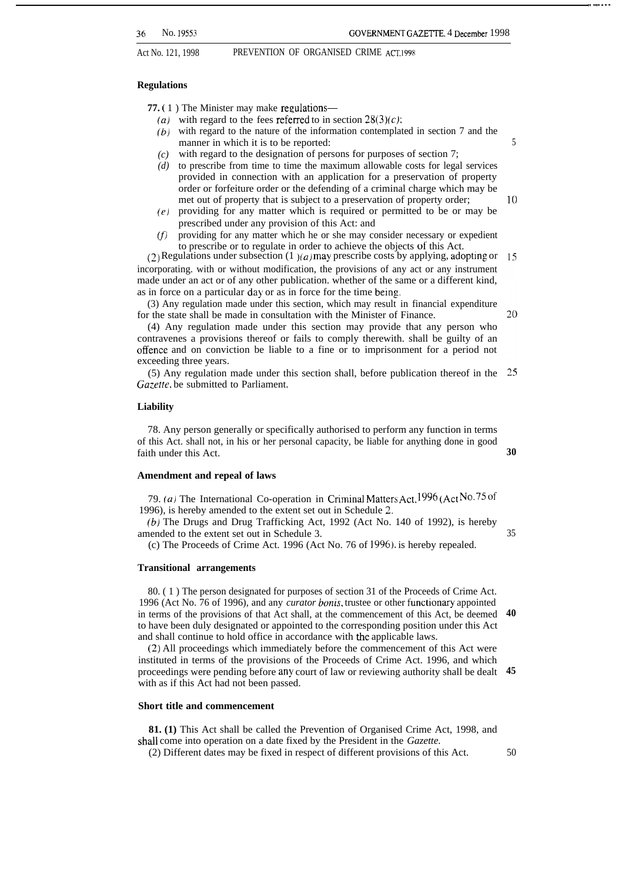### Regulations

**77.** (1) The Minister may make regulations—

*(a)* with regard to the fees referred to in section 28(3)*(c)*;

*(b)* with regard to the nature of the information contemplated in section 7 and the manner in which it is to be reported;

*(c)* with regard to the designation of persons for purposes of section 7;

*(d)* to prescribe from time to time the maximum allowable costs for legal services provided in connection with an application for a preservation of property order or forfeiture order or the defending of a criminal charge which may be met out of property that is subject to a preservation of property order;

*(e)* providing for any matter which is required or permitted to be or may be prescribed under any provision of this Act; and

*(f)* providing for any matter which he or she may consider necessary or expedient to prescribe or to regulate in order to achieve the objects of this Act.

(2) Regulations under subsection (1)*(a)* may prescribe costs by applying, adopting or incorporating, with or without modification, the provisions of any act or any instrument made under an act or of any other publication, whether of the same or a different kind, as in force on a particular day or as in force for the time being.

(3) Any regulation made under this section, which may result in financial expenditure for the state shall be made in consultation with the Minister of Finance.

(4) Any regulation made under this section may provide that any person who contravenes a provisions thereof or fails to comply therewith, shall be guilty of an offence and on conviction be liable to a fine or to imprisonment for a period not exceeding three years.

(5) Any regulation made under this section shall, before publication thereof in the *Gazette*, be submitted to Parliament.

### Liability

78. Any person generally or specifically authorised to perform any function in terms of this Act, shall not, in his or her personal capacity, be liable for anything done in good faith under this Act.

### Amendment and repeal of laws

79. *(a)* The International Co-operation in Criminal Matters Act, 1996 (Act No. 75 of 1996), is hereby amended to the extent set out in Schedule 2.

*(b)* The Drugs and Drug Trafficking Act, 1992 (Act No. 140 of 1992), is hereby amended to the extent set out in Schedule 3.

(c) The Proceeds of Crime Act, 1996 (Act No. 76 of 1996), is hereby repealed.

### Transitional arrangements

80. (1) The person designated for purposes of section 31 of the Proceeds of Crime Act, 1996 (Act No. 76 of 1996), and any *curator bonis*, trustee or other functionary appointed in terms of the provisions of that Act shall, at the commencement of this Act, be deemed to have been duly designated or appointed to the corresponding position under this Act and shall continue to hold office in accordance with the applicable laws.

(2) All proceedings which immediately before the commencement of this Act were instituted in terms of the provisions of the Proceeds of Crime Act, 1996, and which proceedings were pending before any court of law or reviewing authority shall be dealt with as if this Act had not been passed.

### Short title and commencement

**81. (1)** This Act shall be called the Prevention of Organised Crime Act, 1998, and shall come into operation on a date fixed by the President in the *Gazette.*

(2) Different dates may be fixed in respect of different provisions of this Act.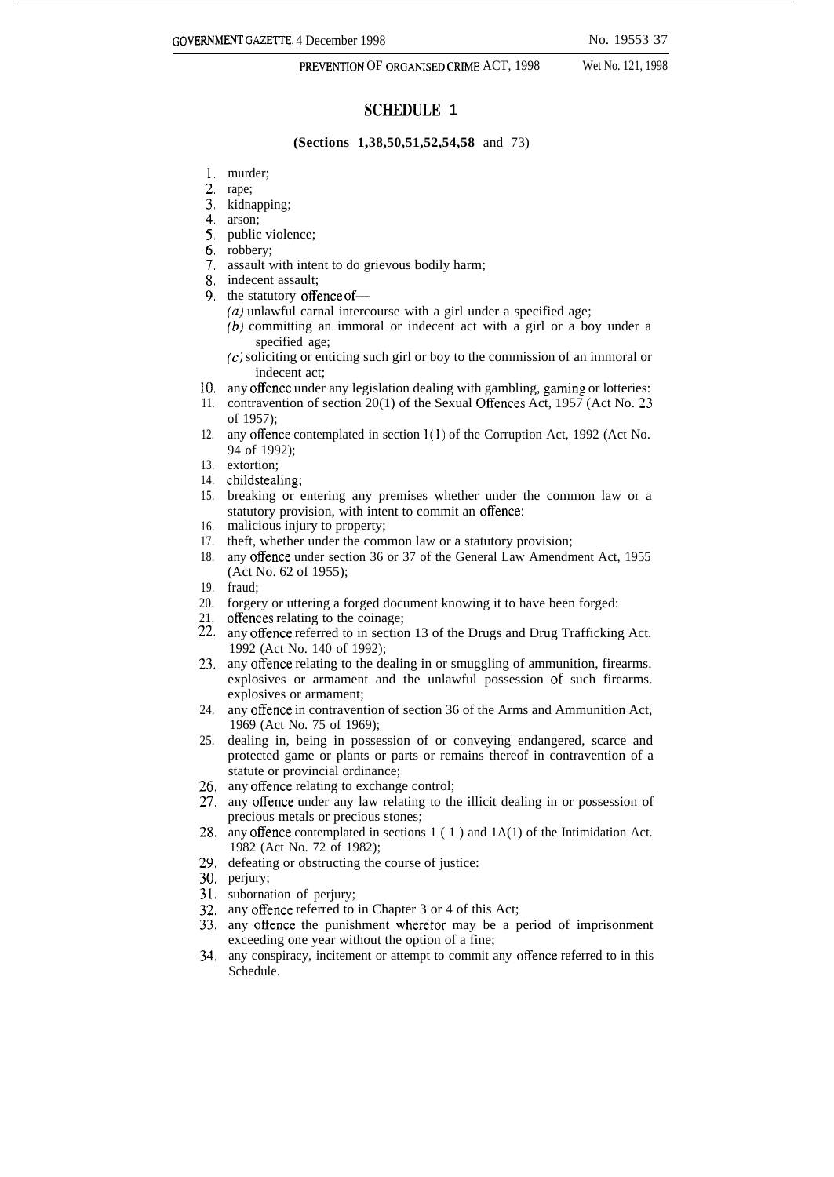# SCHEDULE 1

**(Sections 1,38,50,51,52,54,58** and 73)

1. murder;
2. rape;
3. kidnapping;
4. arson;
5. public violence;
6. robbery;
7. assault with intent to do grievous bodily harm;
8. indecent assault;
9. the statutory offence of—
   *(a)* unlawful carnal intercourse with a girl under a specified age;
   *(b)* committing an immoral or indecent act with a girl or a boy under a specified age;
   *(c)* soliciting or enticing such girl or boy to the commission of an immoral or indecent act;
10. any offence under any legislation dealing with gambling, gaming or lotteries:
11. contravention of section 20(1) of the Sexual Offences Act, 1957 (Act No. 23 of 1957);
12. any offence contemplated in section 1(1) of the Corruption Act, 1992 (Act No. 94 of 1992);
13. extortion;
14. childstealing;
15. breaking or entering any premises whether under the common law or a statutory provision, with intent to commit an offence;
16. malicious injury to property;
17. theft, whether under the common law or a statutory provision;
18. any offence under section 36 or 37 of the General Law Amendment Act, 1955 (Act No. 62 of 1955);
19. fraud;
20. forgery or uttering a forged document knowing it to have been forged:
21. offences relating to the coinage;
22. any offence referred to in section 13 of the Drugs and Drug Trafficking Act. 1992 (Act No. 140 of 1992);
23. any offence relating to the dealing in or smuggling of ammunition, firearms. explosives or armament and the unlawful possession of such firearms. explosives or armament;
24. any offence in contravention of section 36 of the Arms and Ammunition Act, 1969 (Act No. 75 of 1969);
25. dealing in, being in possession of or conveying endangered, scarce and protected game or plants or parts or remains thereof in contravention of a statute or provincial ordinance;
26. any offence relating to exchange control;
27. any offence under any law relating to the illicit dealing in or possession of precious metals or precious stones;
28. any offence contemplated in sections 1 ( 1 ) and 1A(1) of the Intimidation Act. 1982 (Act No. 72 of 1982);
29. defeating or obstructing the course of justice:
30. perjury;
31. subornation of perjury;
32. any offence referred to in Chapter 3 or 4 of this Act;
33. any offence the punishment wherefor may be a period of imprisonment exceeding one year without the option of a fine;
34. any conspiracy, incitement or attempt to commit any offence referred to in this Schedule.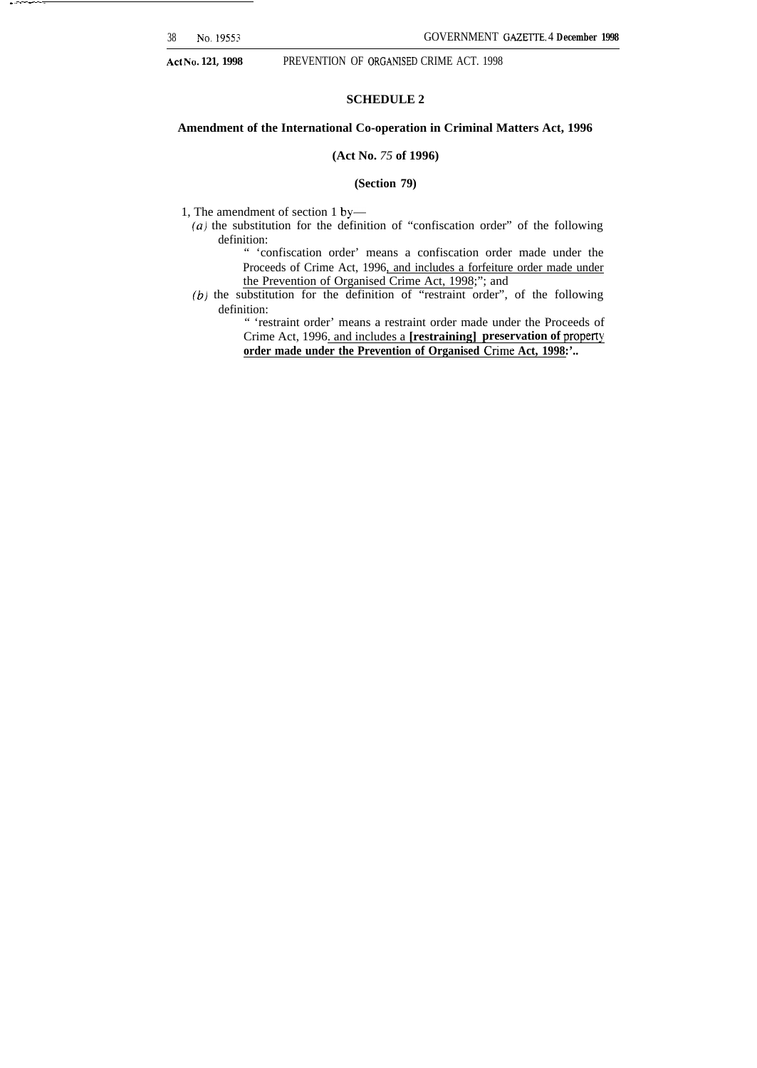## SCHEDULE 2

### Amendment of the International Co-operation in Criminal Matters Act, 1996

**(Act No. *75* of 1996)**

**(Section 79)**

1, The amendment of section 1 by—

*(a)* the substitution for the definition of "confiscation order" of the following definition:

" 'confiscation order' means a confiscation order made under the Proceeds of Crime Act, 1996, and includes a forfeiture order made under the Prevention of Organised Crime Act, 1998;"; and

*(b)* the substitution for the definition of "restraint order", of the following definition:

" 'restraint order' means a restraint order made under the Proceeds of Crime Act, 1996. and includes a **[restraining] preservation of property order made under the Prevention of Organised Crime Act, 1998:'..**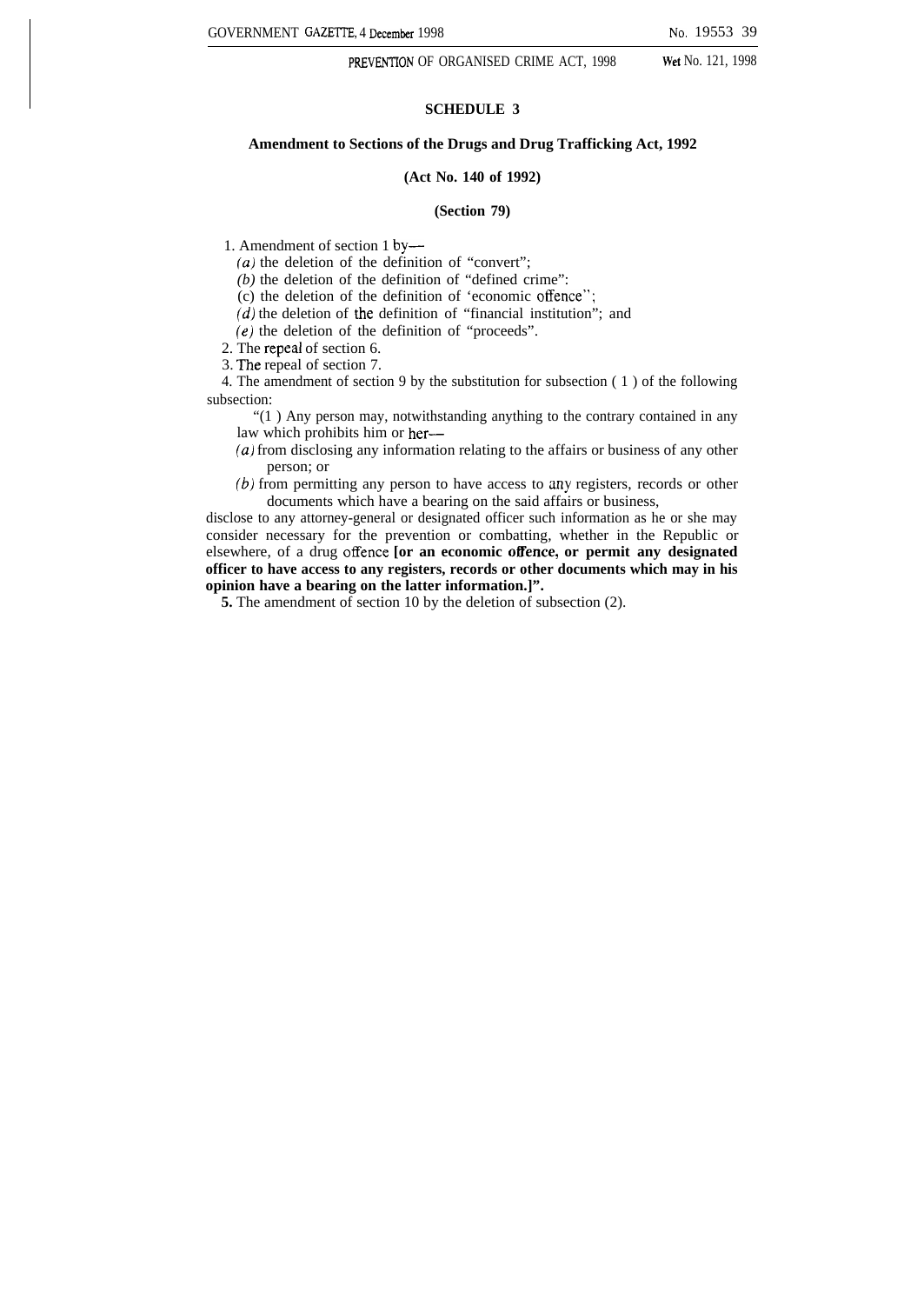## SCHEDULE 3

### Amendment to Sections of the Drugs and Drug Trafficking Act, 1992

### (Act No. 140 of 1992)

### (Section 79)

1. Amendment of section 1 by—
   *(a)* the deletion of the definition of "convert";
   *(b)* the deletion of the definition of "defined crime":
   (c) the deletion of the definition of 'economic offence'';
   *(d)* the deletion of the definition of "financial institution"; and
   *(e)* the deletion of the definition of "proceeds".
2. The repeal of section 6.
3. The repeal of section 7.
4. The amendment of section 9 by the substitution for subsection ( 1 ) of the following subsection:

"(1 ) Any person may, notwithstanding anything to the contrary contained in any law which prohibits him or her—

*(a)* from disclosing any information relating to the affairs or business of any other person; or

*(b)* from permitting any person to have access to any registers, records or other documents which have a bearing on the said affairs or business,

disclose to any attorney-general or designated officer such information as he or she may consider necessary for the prevention or combatting, whether in the Republic or elsewhere, of a drug offence **[or an economic offence, or permit any designated officer to have access to any registers, records or other documents which may in his opinion have a bearing on the latter information.]".**

**5.** The amendment of section 10 by the deletion of subsection (2).